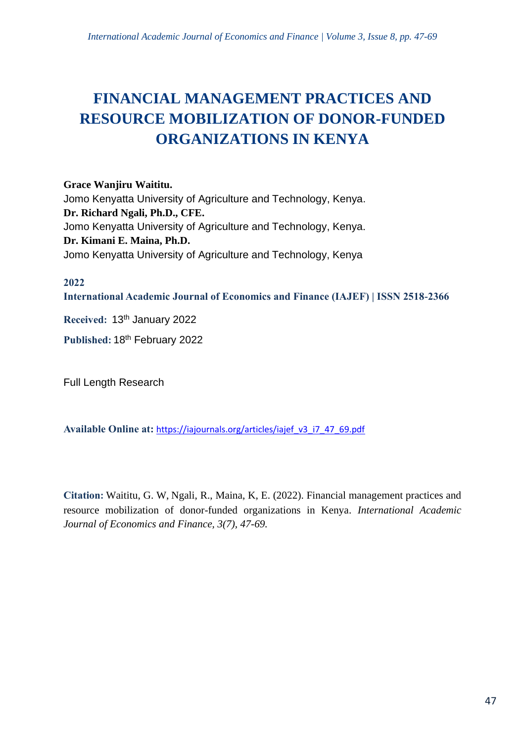# FINANCIAL MANAGEMENT PRACTICES AND RESOURCE MOBILIZATION OF DONOR-FUNDED ORGANIZATIONS IN KENYA

**Grace Wanjiru Waititu.**
Jomo Kenyatta University of Agriculture and Technology, Kenya.
**Dr. Richard Ngali, Ph.D., CFE.**
Jomo Kenyatta University of Agriculture and Technology, Kenya.
**Dr. Kimani E. Maina, Ph.D.**
Jomo Kenyatta University of Agriculture and Technology, Kenya

**2022**
**International Academic Journal of Economics and Finance (IAJEF) | ISSN 2518-2366**

**Received:** 13th January 2022

**Published:** 18th February 2022

Full Length Research

**Available Online at:** https://iajournals.org/articles/iajef_v3_i7_47_69.pdf

**Citation:** Waititu, G. W, Ngali, R., Maina, K, E. (2022). Financial management practices and resource mobilization of donor-funded organizations in Kenya. *International Academic Journal of Economics and Finance, 3(7), 47-69.*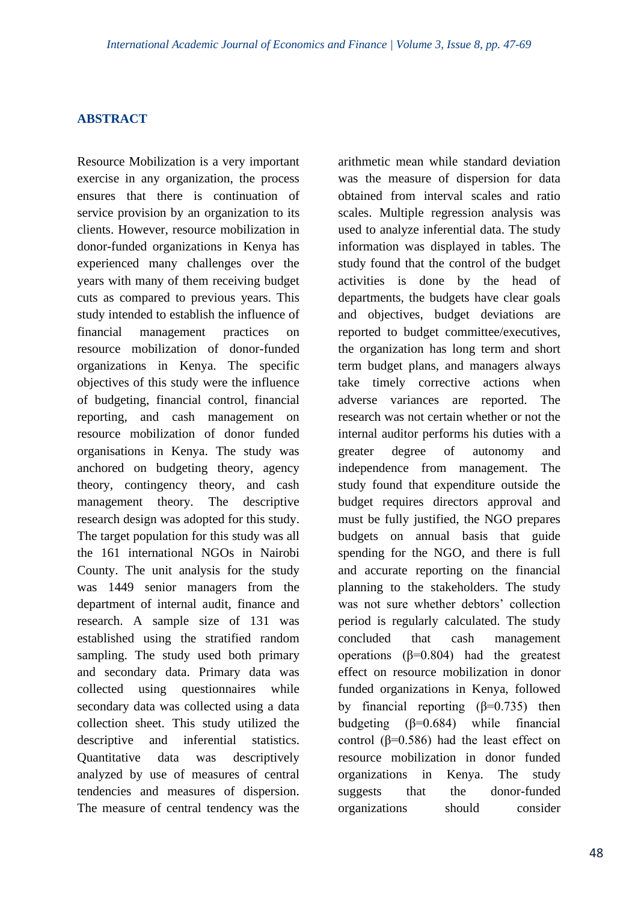## ABSTRACT

Resource Mobilization is a very important exercise in any organization, the process ensures that there is continuation of service provision by an organization to its clients. However, resource mobilization in donor-funded organizations in Kenya has experienced many challenges over the years with many of them receiving budget cuts as compared to previous years. This study intended to establish the influence of financial management practices on resource mobilization of donor-funded organizations in Kenya. The specific objectives of this study were the influence of budgeting, financial control, financial reporting, and cash management on resource mobilization of donor funded organisations in Kenya. The study was anchored on budgeting theory, agency theory, contingency theory, and cash management theory. The descriptive research design was adopted for this study. The target population for this study was all the 161 international NGOs in Nairobi County. The unit analysis for the study was 1449 senior managers from the department of internal audit, finance and research. A sample size of 131 was established using the stratified random sampling. The study used both primary and secondary data. Primary data was collected using questionnaires while secondary data was collected using a data collection sheet. This study utilized the descriptive and inferential statistics. Quantitative data was descriptively analyzed by use of measures of central tendencies and measures of dispersion. The measure of central tendency was the arithmetic mean while standard deviation was the measure of dispersion for data obtained from interval scales and ratio scales. Multiple regression analysis was used to analyze inferential data. The study information was displayed in tables. The study found that the control of the budget activities is done by the head of departments, the budgets have clear goals and objectives, budget deviations are reported to budget committee/executives, the organization has long term and short term budget plans, and managers always take timely corrective actions when adverse variances are reported. The research was not certain whether or not the internal auditor performs his duties with a greater degree of autonomy and independence from management. The study found that expenditure outside the budget requires directors approval and must be fully justified, the NGO prepares budgets on annual basis that guide spending for the NGO, and there is full and accurate reporting on the financial planning to the stakeholders. The study was not sure whether debtors' collection period is regularly calculated. The study concluded that cash management operations ($\beta$=0.804) had the greatest effect on resource mobilization in donor funded organizations in Kenya, followed by financial reporting ($\beta$=0.735) then budgeting ($\beta$=0.684) while financial control ($\beta$=0.586) had the least effect on resource mobilization in donor funded organizations in Kenya. The study suggests that the donor-funded organizations should consider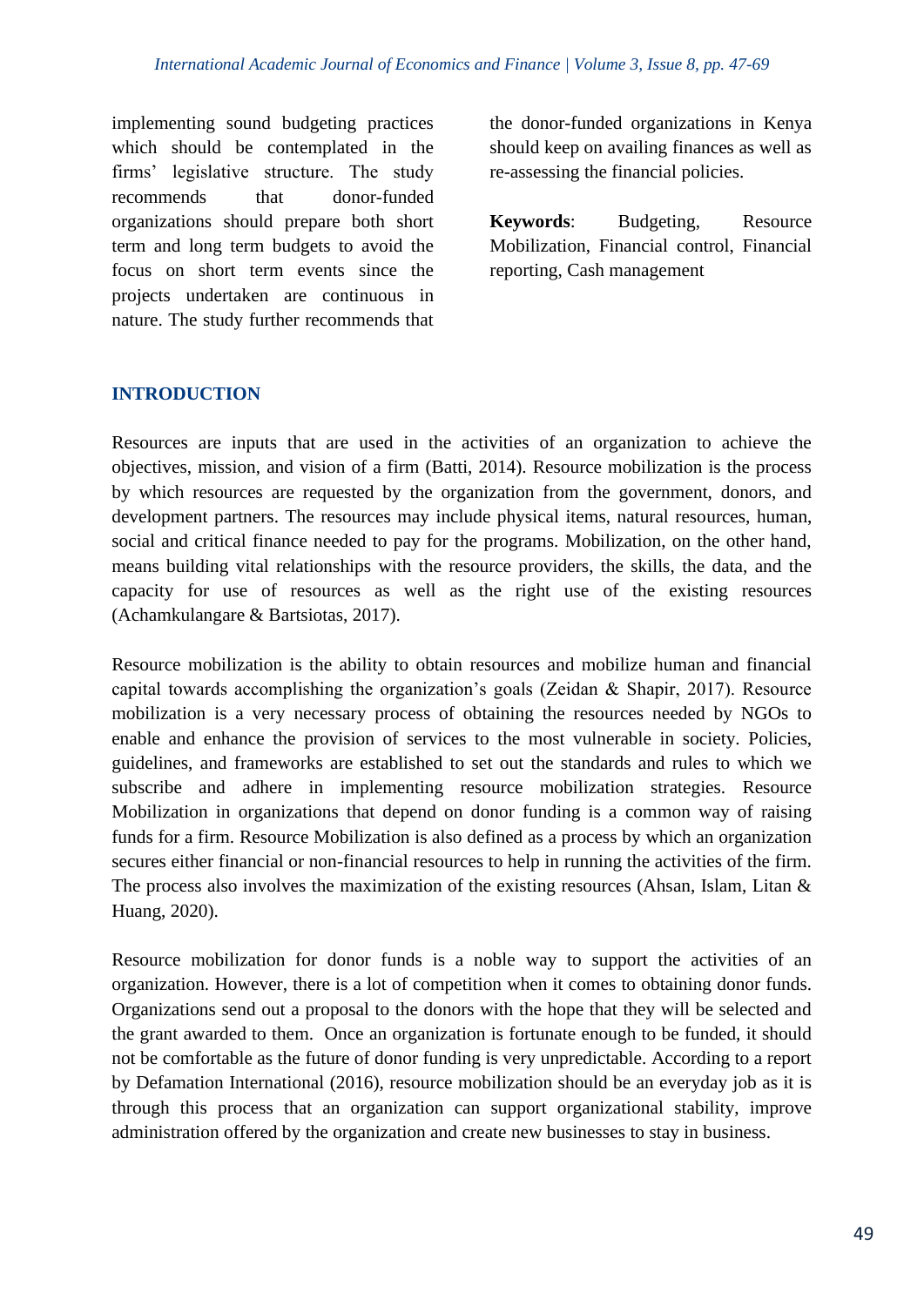implementing sound budgeting practices which should be contemplated in the firms' legislative structure. The study recommends that donor-funded organizations should prepare both short term and long term budgets to avoid the focus on short term events since the projects undertaken are continuous in nature. The study further recommends that the donor-funded organizations in Kenya should keep on availing finances as well as re-assessing the financial policies.

**Keywords**: Budgeting, Resource Mobilization, Financial control, Financial reporting, Cash management

## INTRODUCTION

Resources are inputs that are used in the activities of an organization to achieve the objectives, mission, and vision of a firm (Batti, 2014). Resource mobilization is the process by which resources are requested by the organization from the government, donors, and development partners. The resources may include physical items, natural resources, human, social and critical finance needed to pay for the programs. Mobilization, on the other hand, means building vital relationships with the resource providers, the skills, the data, and the capacity for use of resources as well as the right use of the existing resources (Achamkulangare & Bartsiotas, 2017).

Resource mobilization is the ability to obtain resources and mobilize human and financial capital towards accomplishing the organization's goals (Zeidan & Shapir, 2017). Resource mobilization is a very necessary process of obtaining the resources needed by NGOs to enable and enhance the provision of services to the most vulnerable in society. Policies, guidelines, and frameworks are established to set out the standards and rules to which we subscribe and adhere in implementing resource mobilization strategies. Resource Mobilization in organizations that depend on donor funding is a common way of raising funds for a firm. Resource Mobilization is also defined as a process by which an organization secures either financial or non-financial resources to help in running the activities of the firm. The process also involves the maximization of the existing resources (Ahsan, Islam, Litan & Huang, 2020).

Resource mobilization for donor funds is a noble way to support the activities of an organization. However, there is a lot of competition when it comes to obtaining donor funds. Organizations send out a proposal to the donors with the hope that they will be selected and the grant awarded to them. Once an organization is fortunate enough to be funded, it should not be comfortable as the future of donor funding is very unpredictable. According to a report by Defamation International (2016), resource mobilization should be an everyday job as it is through this process that an organization can support organizational stability, improve administration offered by the organization and create new businesses to stay in business.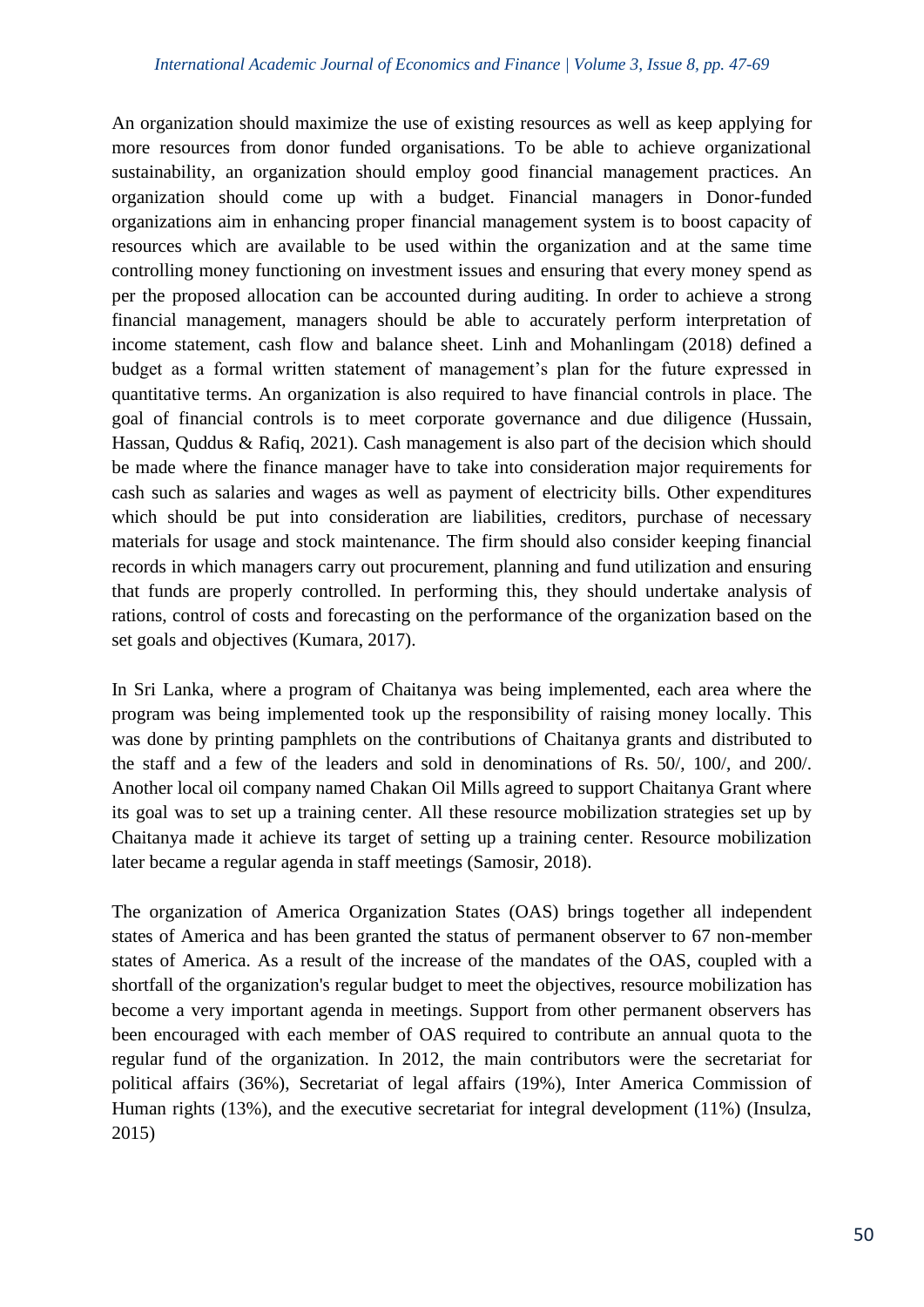An organization should maximize the use of existing resources as well as keep applying for more resources from donor funded organisations. To be able to achieve organizational sustainability, an organization should employ good financial management practices. An organization should come up with a budget. Financial managers in Donor-funded organizations aim in enhancing proper financial management system is to boost capacity of resources which are available to be used within the organization and at the same time controlling money functioning on investment issues and ensuring that every money spend as per the proposed allocation can be accounted during auditing. In order to achieve a strong financial management, managers should be able to accurately perform interpretation of income statement, cash flow and balance sheet. Linh and Mohanlingam (2018) defined a budget as a formal written statement of management's plan for the future expressed in quantitative terms. An organization is also required to have financial controls in place. The goal of financial controls is to meet corporate governance and due diligence (Hussain, Hassan, Quddus & Rafiq, 2021). Cash management is also part of the decision which should be made where the finance manager have to take into consideration major requirements for cash such as salaries and wages as well as payment of electricity bills. Other expenditures which should be put into consideration are liabilities, creditors, purchase of necessary materials for usage and stock maintenance. The firm should also consider keeping financial records in which managers carry out procurement, planning and fund utilization and ensuring that funds are properly controlled. In performing this, they should undertake analysis of rations, control of costs and forecasting on the performance of the organization based on the set goals and objectives (Kumara, 2017).

In Sri Lanka, where a program of Chaitanya was being implemented, each area where the program was being implemented took up the responsibility of raising money locally. This was done by printing pamphlets on the contributions of Chaitanya grants and distributed to the staff and a few of the leaders and sold in denominations of Rs. 50/, 100/, and 200/. Another local oil company named Chakan Oil Mills agreed to support Chaitanya Grant where its goal was to set up a training center. All these resource mobilization strategies set up by Chaitanya made it achieve its target of setting up a training center. Resource mobilization later became a regular agenda in staff meetings (Samosir, 2018).

The organization of America Organization States (OAS) brings together all independent states of America and has been granted the status of permanent observer to 67 non-member states of America. As a result of the increase of the mandates of the OAS, coupled with a shortfall of the organization's regular budget to meet the objectives, resource mobilization has become a very important agenda in meetings. Support from other permanent observers has been encouraged with each member of OAS required to contribute an annual quota to the regular fund of the organization. In 2012, the main contributors were the secretariat for political affairs (36%), Secretariat of legal affairs (19%), Inter America Commission of Human rights (13%), and the executive secretariat for integral development (11%) (Insulza, 2015)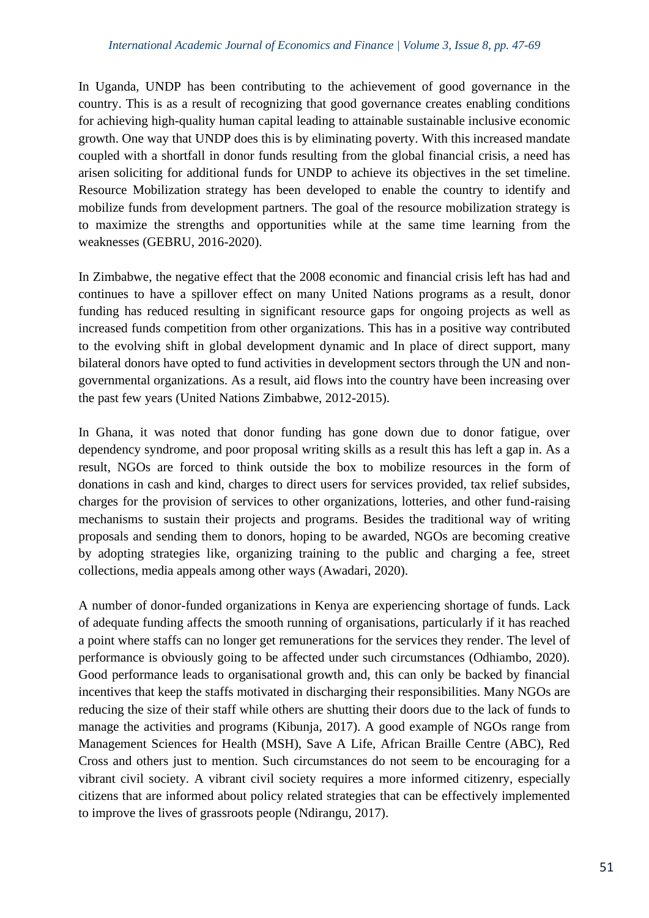In Uganda, UNDP has been contributing to the achievement of good governance in the country. This is as a result of recognizing that good governance creates enabling conditions for achieving high-quality human capital leading to attainable sustainable inclusive economic growth. One way that UNDP does this is by eliminating poverty. With this increased mandate coupled with a shortfall in donor funds resulting from the global financial crisis, a need has arisen soliciting for additional funds for UNDP to achieve its objectives in the set timeline. Resource Mobilization strategy has been developed to enable the country to identify and mobilize funds from development partners. The goal of the resource mobilization strategy is to maximize the strengths and opportunities while at the same time learning from the weaknesses (GEBRU, 2016-2020).

In Zimbabwe, the negative effect that the 2008 economic and financial crisis left has had and continues to have a spillover effect on many United Nations programs as a result, donor funding has reduced resulting in significant resource gaps for ongoing projects as well as increased funds competition from other organizations. This has in a positive way contributed to the evolving shift in global development dynamic and In place of direct support, many bilateral donors have opted to fund activities in development sectors through the UN and non-governmental organizations. As a result, aid flows into the country have been increasing over the past few years (United Nations Zimbabwe, 2012-2015).

In Ghana, it was noted that donor funding has gone down due to donor fatigue, over dependency syndrome, and poor proposal writing skills as a result this has left a gap in. As a result, NGOs are forced to think outside the box to mobilize resources in the form of donations in cash and kind, charges to direct users for services provided, tax relief subsides, charges for the provision of services to other organizations, lotteries, and other fund-raising mechanisms to sustain their projects and programs. Besides the traditional way of writing proposals and sending them to donors, hoping to be awarded, NGOs are becoming creative by adopting strategies like, organizing training to the public and charging a fee, street collections, media appeals among other ways (Awadari, 2020).

A number of donor-funded organizations in Kenya are experiencing shortage of funds. Lack of adequate funding affects the smooth running of organisations, particularly if it has reached a point where staffs can no longer get remunerations for the services they render. The level of performance is obviously going to be affected under such circumstances (Odhiambo, 2020). Good performance leads to organisational growth and, this can only be backed by financial incentives that keep the staffs motivated in discharging their responsibilities. Many NGOs are reducing the size of their staff while others are shutting their doors due to the lack of funds to manage the activities and programs (Kibunja, 2017). A good example of NGOs range from Management Sciences for Health (MSH), Save A Life, African Braille Centre (ABC), Red Cross and others just to mention. Such circumstances do not seem to be encouraging for a vibrant civil society. A vibrant civil society requires a more informed citizenry, especially citizens that are informed about policy related strategies that can be effectively implemented to improve the lives of grassroots people (Ndirangu, 2017).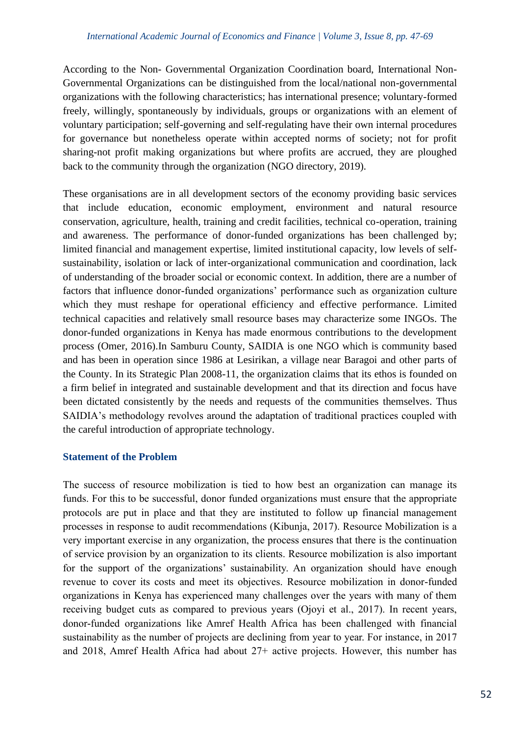According to the Non- Governmental Organization Coordination board, International Non-Governmental Organizations can be distinguished from the local/national non-governmental organizations with the following characteristics; has international presence; voluntary-formed freely, willingly, spontaneously by individuals, groups or organizations with an element of voluntary participation; self-governing and self-regulating have their own internal procedures for governance but nonetheless operate within accepted norms of society; not for profit sharing-not profit making organizations but where profits are accrued, they are ploughed back to the community through the organization (NGO directory, 2019).

These organisations are in all development sectors of the economy providing basic services that include education, economic employment, environment and natural resource conservation, agriculture, health, training and credit facilities, technical co-operation, training and awareness. The performance of donor-funded organizations has been challenged by; limited financial and management expertise, limited institutional capacity, low levels of self-sustainability, isolation or lack of inter-organizational communication and coordination, lack of understanding of the broader social or economic context. In addition, there are a number of factors that influence donor-funded organizations' performance such as organization culture which they must reshape for operational efficiency and effective performance. Limited technical capacities and relatively small resource bases may characterize some INGOs. The donor-funded organizations in Kenya has made enormous contributions to the development process (Omer, 2016).In Samburu County, SAIDIA is one NGO which is community based and has been in operation since 1986 at Lesirikan, a village near Baragoi and other parts of the County. In its Strategic Plan 2008-11, the organization claims that its ethos is founded on a firm belief in integrated and sustainable development and that its direction and focus have been dictated consistently by the needs and requests of the communities themselves. Thus SAIDIA's methodology revolves around the adaptation of traditional practices coupled with the careful introduction of appropriate technology.

## Statement of the Problem

The success of resource mobilization is tied to how best an organization can manage its funds. For this to be successful, donor funded organizations must ensure that the appropriate protocols are put in place and that they are instituted to follow up financial management processes in response to audit recommendations (Kibunja, 2017). Resource Mobilization is a very important exercise in any organization, the process ensures that there is the continuation of service provision by an organization to its clients. Resource mobilization is also important for the support of the organizations' sustainability. An organization should have enough revenue to cover its costs and meet its objectives. Resource mobilization in donor-funded organizations in Kenya has experienced many challenges over the years with many of them receiving budget cuts as compared to previous years (Ojoyi et al., 2017). In recent years, donor-funded organizations like Amref Health Africa has been challenged with financial sustainability as the number of projects are declining from year to year. For instance, in 2017 and 2018, Amref Health Africa had about 27+ active projects. However, this number has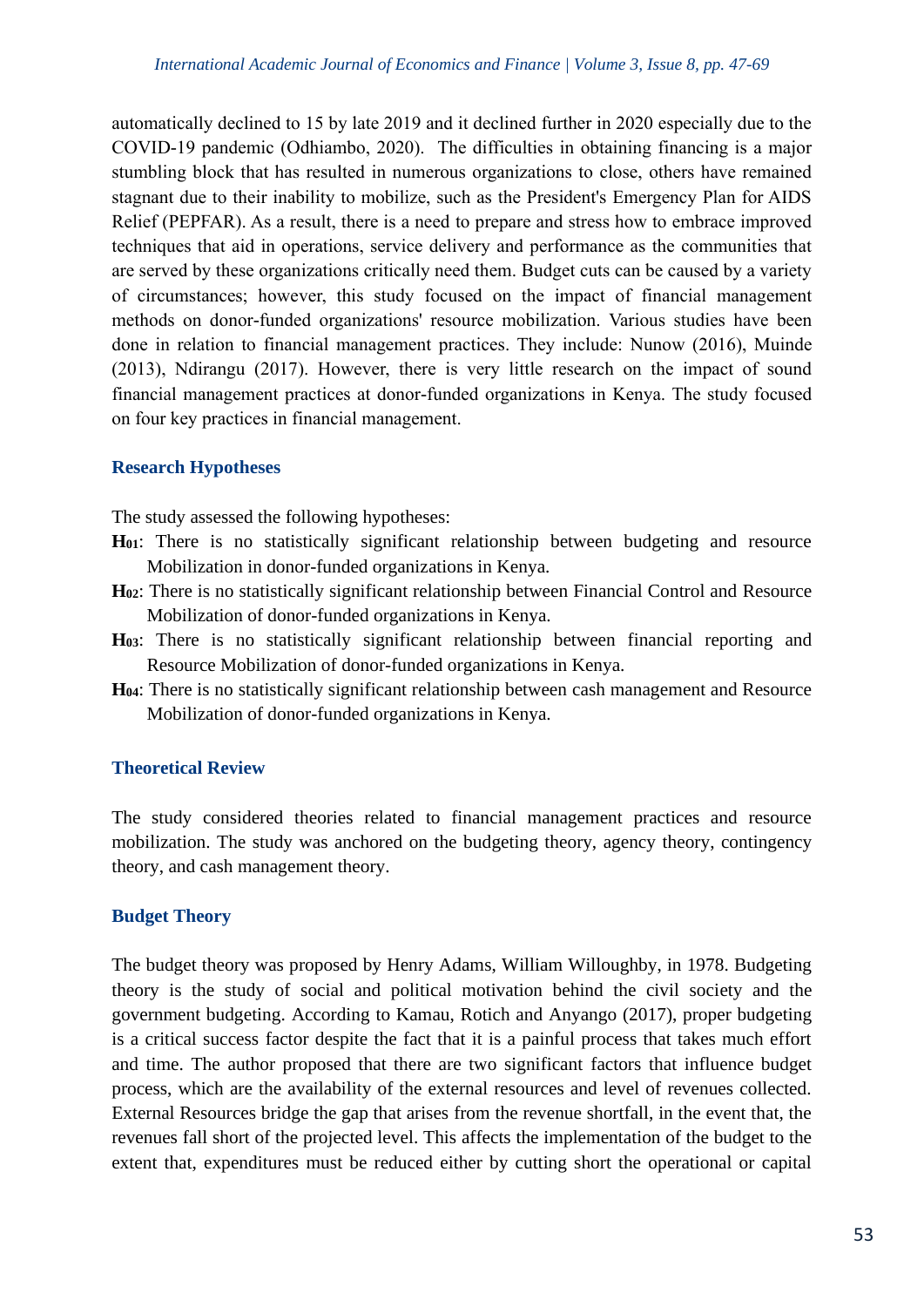automatically declined to 15 by late 2019 and it declined further in 2020 especially due to the COVID-19 pandemic (Odhiambo, 2020). The difficulties in obtaining financing is a major stumbling block that has resulted in numerous organizations to close, others have remained stagnant due to their inability to mobilize, such as the President's Emergency Plan for AIDS Relief (PEPFAR). As a result, there is a need to prepare and stress how to embrace improved techniques that aid in operations, service delivery and performance as the communities that are served by these organizations critically need them. Budget cuts can be caused by a variety of circumstances; however, this study focused on the impact of financial management methods on donor-funded organizations' resource mobilization. Various studies have been done in relation to financial management practices. They include: Nunow (2016), Muinde (2013), Ndirangu (2017). However, there is very little research on the impact of sound financial management practices at donor-funded organizations in Kenya. The study focused on four key practices in financial management.

## Research Hypotheses

The study assessed the following hypotheses:

**$H_{01}$**: There is no statistically significant relationship between budgeting and resource Mobilization in donor-funded organizations in Kenya.

**$H_{02}$**: There is no statistically significant relationship between Financial Control and Resource Mobilization of donor-funded organizations in Kenya.

**$H_{03}$**: There is no statistically significant relationship between financial reporting and Resource Mobilization of donor-funded organizations in Kenya.

**$H_{04}$**: There is no statistically significant relationship between cash management and Resource Mobilization of donor-funded organizations in Kenya.

## Theoretical Review

The study considered theories related to financial management practices and resource mobilization. The study was anchored on the budgeting theory, agency theory, contingency theory, and cash management theory.

### Budget Theory

The budget theory was proposed by Henry Adams, William Willoughby, in 1978. Budgeting theory is the study of social and political motivation behind the civil society and the government budgeting. According to Kamau, Rotich and Anyango (2017), proper budgeting is a critical success factor despite the fact that it is a painful process that takes much effort and time. The author proposed that there are two significant factors that influence budget process, which are the availability of the external resources and level of revenues collected. External Resources bridge the gap that arises from the revenue shortfall, in the event that, the revenues fall short of the projected level. This affects the implementation of the budget to the extent that, expenditures must be reduced either by cutting short the operational or capital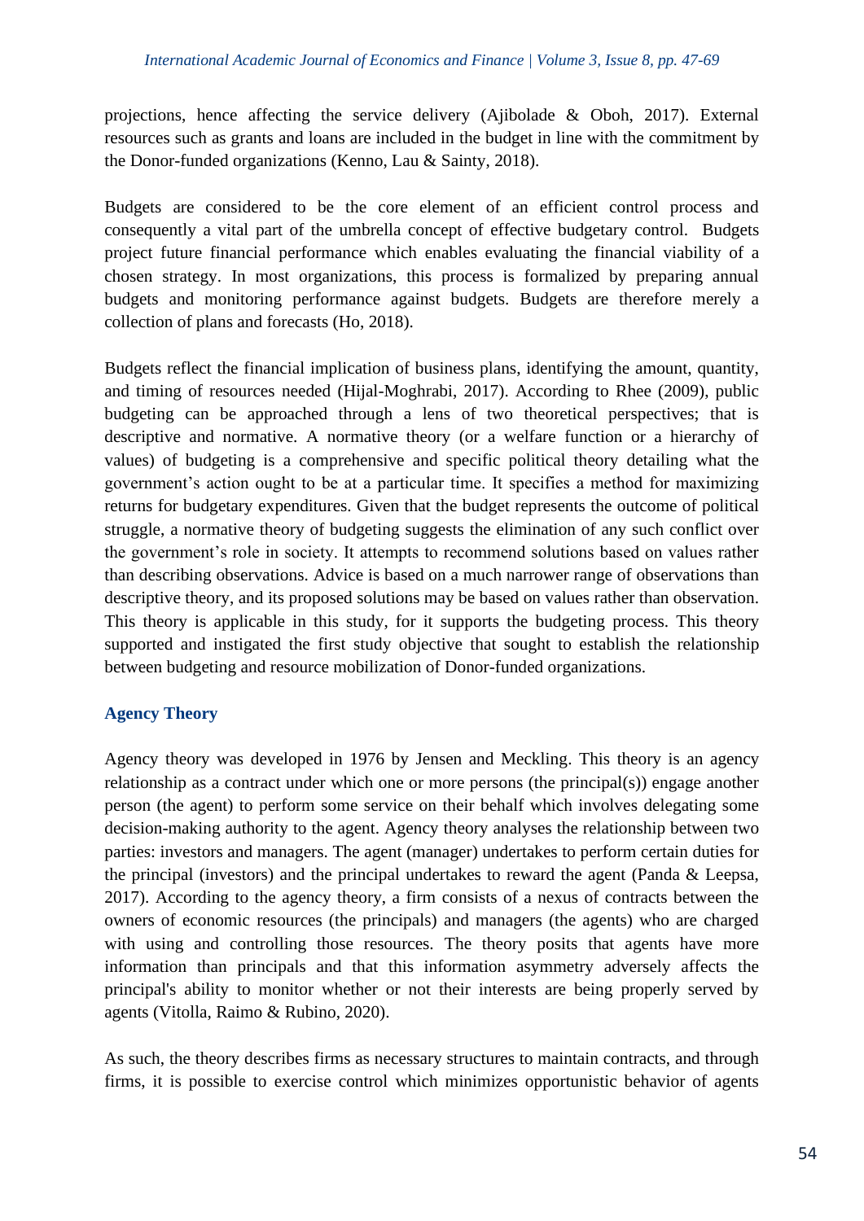projections, hence affecting the service delivery (Ajibolade & Oboh, 2017). External resources such as grants and loans are included in the budget in line with the commitment by the Donor-funded organizations (Kenno, Lau & Sainty, 2018).

Budgets are considered to be the core element of an efficient control process and consequently a vital part of the umbrella concept of effective budgetary control. Budgets project future financial performance which enables evaluating the financial viability of a chosen strategy. In most organizations, this process is formalized by preparing annual budgets and monitoring performance against budgets. Budgets are therefore merely a collection of plans and forecasts (Ho, 2018).

Budgets reflect the financial implication of business plans, identifying the amount, quantity, and timing of resources needed (Hijal-Moghrabi, 2017). According to Rhee (2009), public budgeting can be approached through a lens of two theoretical perspectives; that is descriptive and normative. A normative theory (or a welfare function or a hierarchy of values) of budgeting is a comprehensive and specific political theory detailing what the government's action ought to be at a particular time. It specifies a method for maximizing returns for budgetary expenditures. Given that the budget represents the outcome of political struggle, a normative theory of budgeting suggests the elimination of any such conflict over the government's role in society. It attempts to recommend solutions based on values rather than describing observations. Advice is based on a much narrower range of observations than descriptive theory, and its proposed solutions may be based on values rather than observation. This theory is applicable in this study, for it supports the budgeting process. This theory supported and instigated the first study objective that sought to establish the relationship between budgeting and resource mobilization of Donor-funded organizations.

### Agency Theory

Agency theory was developed in 1976 by Jensen and Meckling. This theory is an agency relationship as a contract under which one or more persons (the principal(s)) engage another person (the agent) to perform some service on their behalf which involves delegating some decision-making authority to the agent. Agency theory analyses the relationship between two parties: investors and managers. The agent (manager) undertakes to perform certain duties for the principal (investors) and the principal undertakes to reward the agent (Panda & Leepsa, 2017). According to the agency theory, a firm consists of a nexus of contracts between the owners of economic resources (the principals) and managers (the agents) who are charged with using and controlling those resources. The theory posits that agents have more information than principals and that this information asymmetry adversely affects the principal's ability to monitor whether or not their interests are being properly served by agents (Vitolla, Raimo & Rubino, 2020).

As such, the theory describes firms as necessary structures to maintain contracts, and through firms, it is possible to exercise control which minimizes opportunistic behavior of agents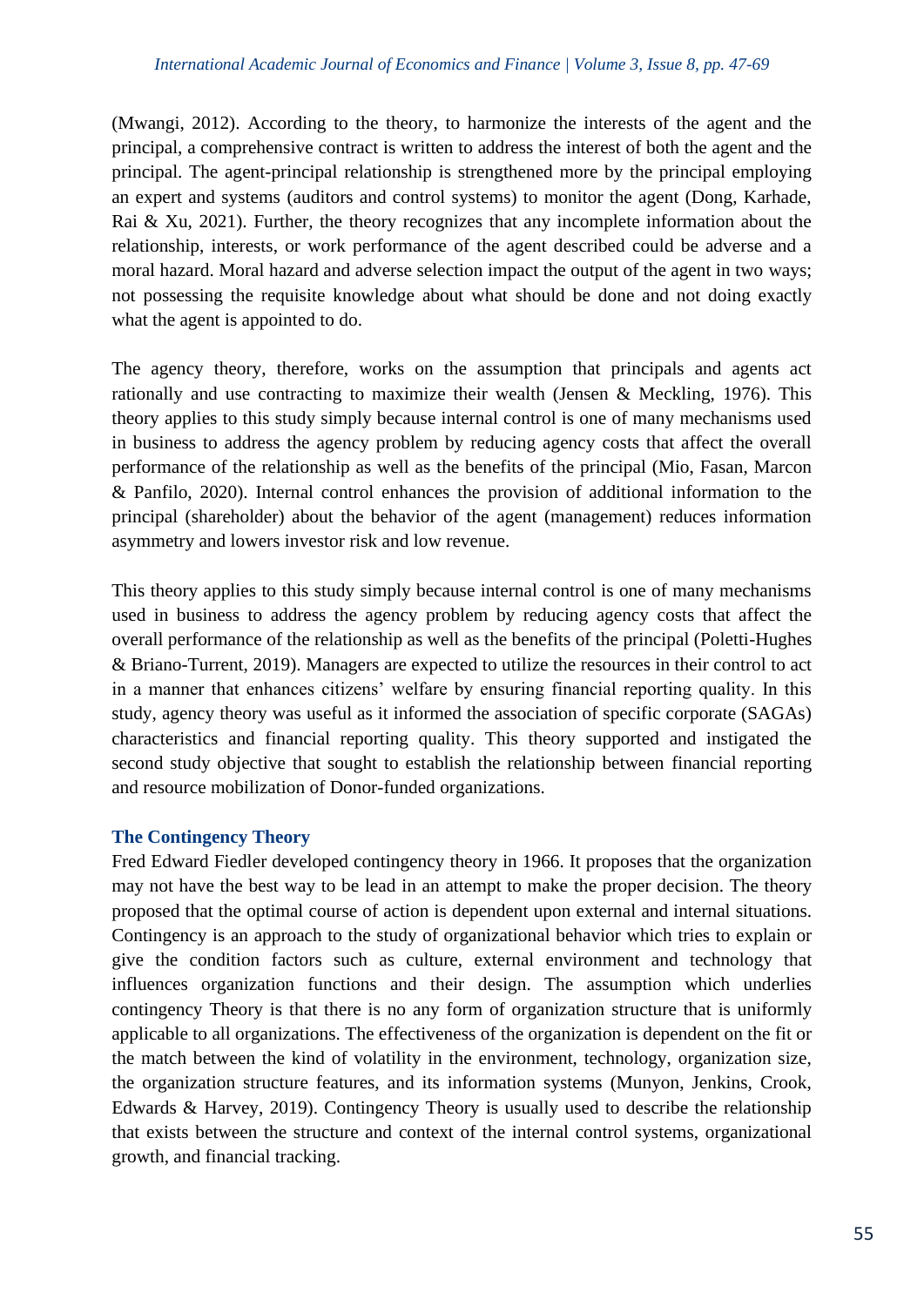(Mwangi, 2012). According to the theory, to harmonize the interests of the agent and the principal, a comprehensive contract is written to address the interest of both the agent and the principal. The agent-principal relationship is strengthened more by the principal employing an expert and systems (auditors and control systems) to monitor the agent (Dong, Karhade, Rai & Xu, 2021). Further, the theory recognizes that any incomplete information about the relationship, interests, or work performance of the agent described could be adverse and a moral hazard. Moral hazard and adverse selection impact the output of the agent in two ways; not possessing the requisite knowledge about what should be done and not doing exactly what the agent is appointed to do.

The agency theory, therefore, works on the assumption that principals and agents act rationally and use contracting to maximize their wealth (Jensen & Meckling, 1976). This theory applies to this study simply because internal control is one of many mechanisms used in business to address the agency problem by reducing agency costs that affect the overall performance of the relationship as well as the benefits of the principal (Mio, Fasan, Marcon & Panfilo, 2020). Internal control enhances the provision of additional information to the principal (shareholder) about the behavior of the agent (management) reduces information asymmetry and lowers investor risk and low revenue.

This theory applies to this study simply because internal control is one of many mechanisms used in business to address the agency problem by reducing agency costs that affect the overall performance of the relationship as well as the benefits of the principal (Poletti-Hughes & Briano-Turrent, 2019). Managers are expected to utilize the resources in their control to act in a manner that enhances citizens' welfare by ensuring financial reporting quality. In this study, agency theory was useful as it informed the association of specific corporate (SAGAs) characteristics and financial reporting quality. This theory supported and instigated the second study objective that sought to establish the relationship between financial reporting and resource mobilization of Donor-funded organizations.

### The Contingency Theory

Fred Edward Fiedler developed contingency theory in 1966. It proposes that the organization may not have the best way to be lead in an attempt to make the proper decision. The theory proposed that the optimal course of action is dependent upon external and internal situations. Contingency is an approach to the study of organizational behavior which tries to explain or give the condition factors such as culture, external environment and technology that influences organization functions and their design. The assumption which underlies contingency Theory is that there is no any form of organization structure that is uniformly applicable to all organizations. The effectiveness of the organization is dependent on the fit or the match between the kind of volatility in the environment, technology, organization size, the organization structure features, and its information systems (Munyon, Jenkins, Crook, Edwards & Harvey, 2019). Contingency Theory is usually used to describe the relationship that exists between the structure and context of the internal control systems, organizational growth, and financial tracking.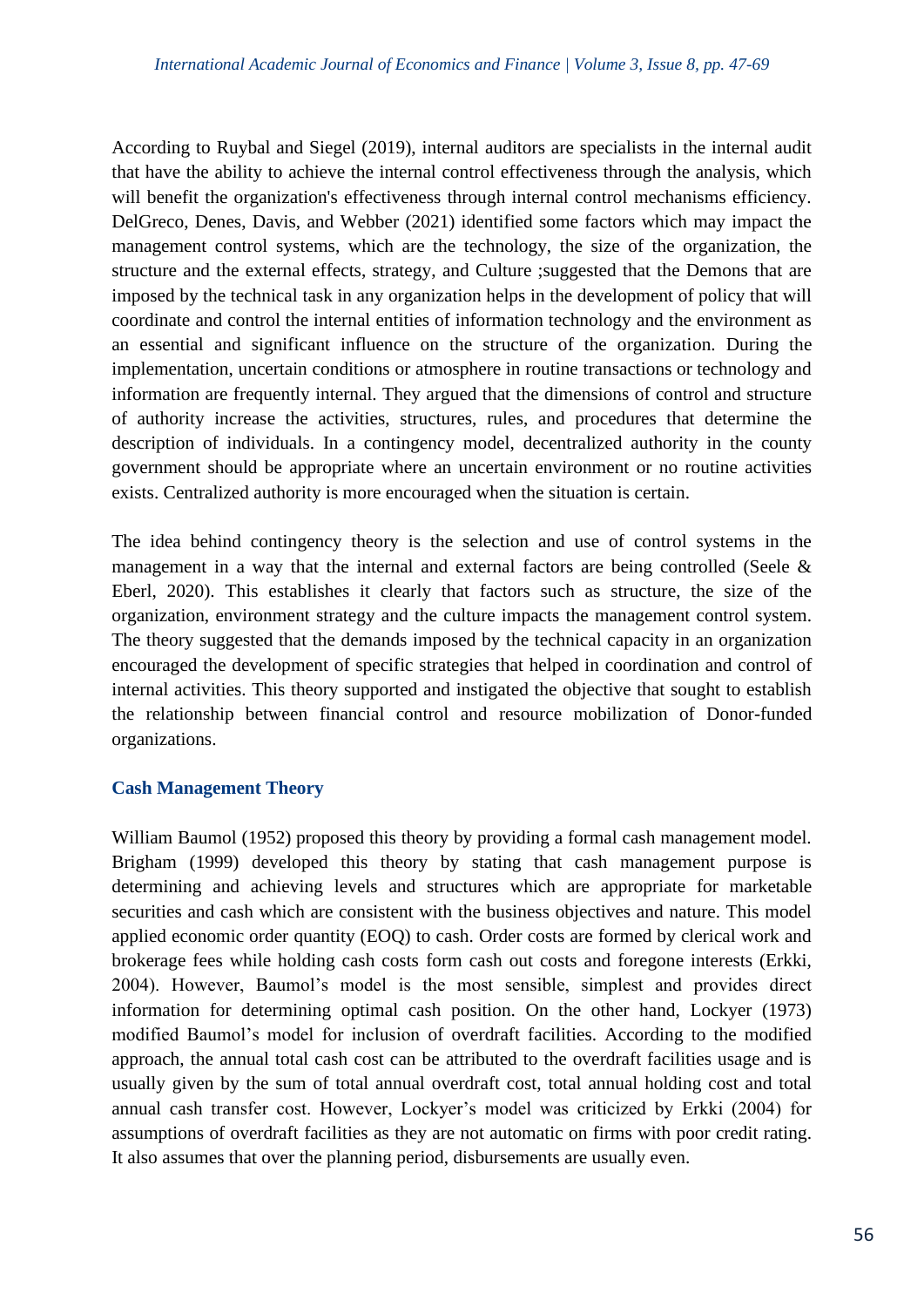According to Ruybal and Siegel (2019), internal auditors are specialists in the internal audit that have the ability to achieve the internal control effectiveness through the analysis, which will benefit the organization's effectiveness through internal control mechanisms efficiency. DelGreco, Denes, Davis, and Webber (2021) identified some factors which may impact the management control systems, which are the technology, the size of the organization, the structure and the external effects, strategy, and Culture ;suggested that the Demons that are imposed by the technical task in any organization helps in the development of policy that will coordinate and control the internal entities of information technology and the environment as an essential and significant influence on the structure of the organization. During the implementation, uncertain conditions or atmosphere in routine transactions or technology and information are frequently internal. They argued that the dimensions of control and structure of authority increase the activities, structures, rules, and procedures that determine the description of individuals. In a contingency model, decentralized authority in the county government should be appropriate where an uncertain environment or no routine activities exists. Centralized authority is more encouraged when the situation is certain.

The idea behind contingency theory is the selection and use of control systems in the management in a way that the internal and external factors are being controlled (Seele & Eberl, 2020). This establishes it clearly that factors such as structure, the size of the organization, environment strategy and the culture impacts the management control system. The theory suggested that the demands imposed by the technical capacity in an organization encouraged the development of specific strategies that helped in coordination and control of internal activities. This theory supported and instigated the objective that sought to establish the relationship between financial control and resource mobilization of Donor-funded organizations.

### Cash Management Theory

William Baumol (1952) proposed this theory by providing a formal cash management model. Brigham (1999) developed this theory by stating that cash management purpose is determining and achieving levels and structures which are appropriate for marketable securities and cash which are consistent with the business objectives and nature. This model applied economic order quantity (EOQ) to cash. Order costs are formed by clerical work and brokerage fees while holding cash costs form cash out costs and foregone interests (Erkki, 2004). However, Baumol's model is the most sensible, simplest and provides direct information for determining optimal cash position. On the other hand, Lockyer (1973) modified Baumol's model for inclusion of overdraft facilities. According to the modified approach, the annual total cash cost can be attributed to the overdraft facilities usage and is usually given by the sum of total annual overdraft cost, total annual holding cost and total annual cash transfer cost. However, Lockyer's model was criticized by Erkki (2004) for assumptions of overdraft facilities as they are not automatic on firms with poor credit rating. It also assumes that over the planning period, disbursements are usually even.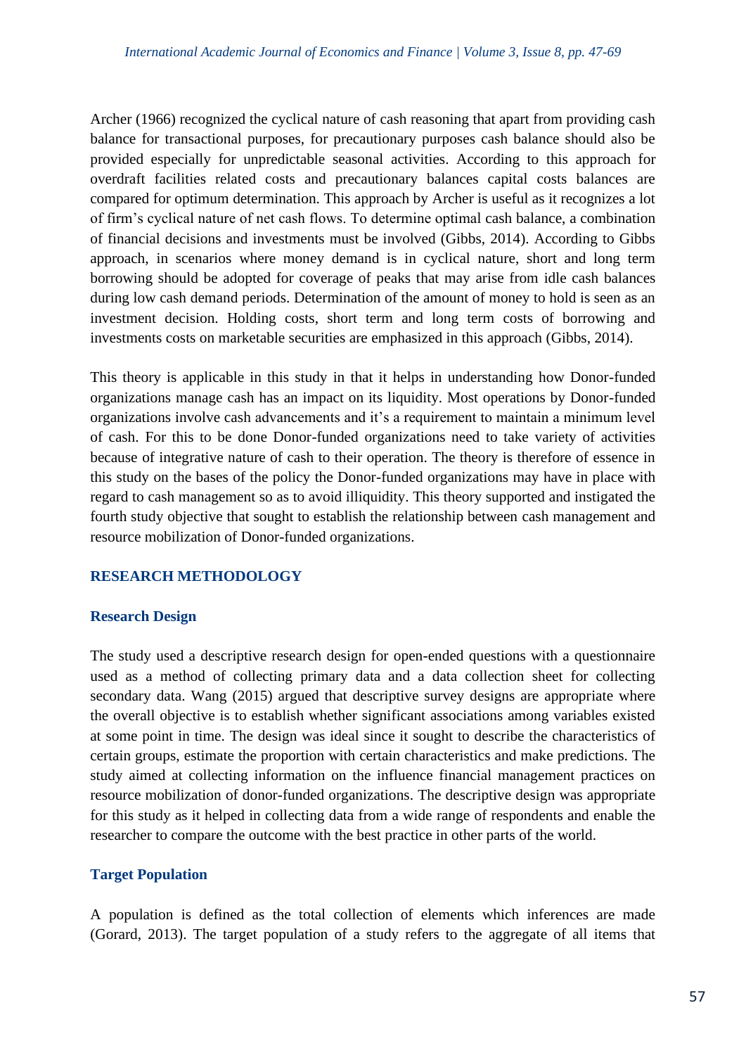Archer (1966) recognized the cyclical nature of cash reasoning that apart from providing cash balance for transactional purposes, for precautionary purposes cash balance should also be provided especially for unpredictable seasonal activities. According to this approach for overdraft facilities related costs and precautionary balances capital costs balances are compared for optimum determination. This approach by Archer is useful as it recognizes a lot of firm's cyclical nature of net cash flows. To determine optimal cash balance, a combination of financial decisions and investments must be involved (Gibbs, 2014). According to Gibbs approach, in scenarios where money demand is in cyclical nature, short and long term borrowing should be adopted for coverage of peaks that may arise from idle cash balances during low cash demand periods. Determination of the amount of money to hold is seen as an investment decision. Holding costs, short term and long term costs of borrowing and investments costs on marketable securities are emphasized in this approach (Gibbs, 2014).

This theory is applicable in this study in that it helps in understanding how Donor-funded organizations manage cash has an impact on its liquidity. Most operations by Donor-funded organizations involve cash advancements and it's a requirement to maintain a minimum level of cash. For this to be done Donor-funded organizations need to take variety of activities because of integrative nature of cash to their operation. The theory is therefore of essence in this study on the bases of the policy the Donor-funded organizations may have in place with regard to cash management so as to avoid illiquidity. This theory supported and instigated the fourth study objective that sought to establish the relationship between cash management and resource mobilization of Donor-funded organizations.

## RESEARCH METHODOLOGY

### Research Design

The study used a descriptive research design for open-ended questions with a questionnaire used as a method of collecting primary data and a data collection sheet for collecting secondary data. Wang (2015) argued that descriptive survey designs are appropriate where the overall objective is to establish whether significant associations among variables existed at some point in time. The design was ideal since it sought to describe the characteristics of certain groups, estimate the proportion with certain characteristics and make predictions. The study aimed at collecting information on the influence financial management practices on resource mobilization of donor-funded organizations. The descriptive design was appropriate for this study as it helped in collecting data from a wide range of respondents and enable the researcher to compare the outcome with the best practice in other parts of the world.

### Target Population

A population is defined as the total collection of elements which inferences are made (Gorard, 2013). The target population of a study refers to the aggregate of all items that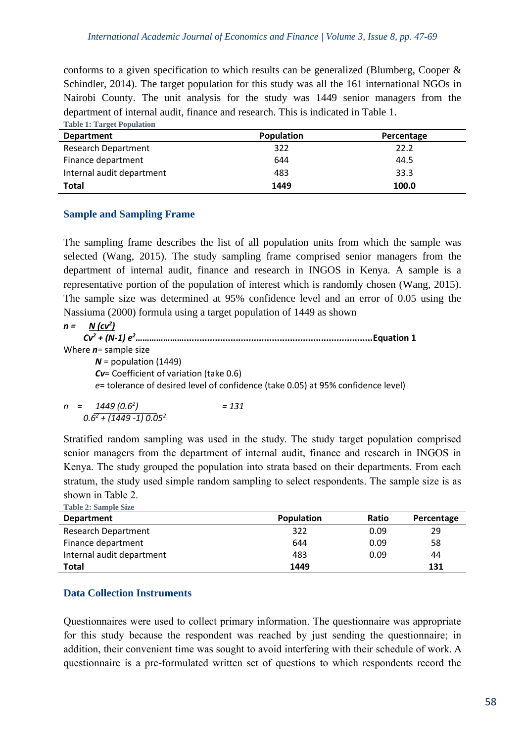conforms to a given specification to which results can be generalized (Blumberg, Cooper & Schindler, 2014). The target population for this study was all the 161 international NGOs in Nairobi County. The unit analysis for the study was 1449 senior managers from the department of internal audit, finance and research. This is indicated in Table 1.

**Table 1: Target Population**

| Department | Population | Percentage |
|---|---|---|
| Research Department | 322 | 22.2 |
| Finance department | 644 | 44.5 |
| Internal audit department | 483 | 33.3 |
| **Total** | **1449** | **100.0** |

### Sample and Sampling Frame

The sampling frame describes the list of all population units from which the sample was selected (Wang, 2015). The study sampling frame comprised senior managers from the department of internal audit, finance and research in INGOS in Kenya. A sample is a representative portion of the population of interest which is randomly chosen (Wang, 2015). The sample size was determined at 95% confidence level and an error of 0.05 using the Nassiuma (2000) formula using a target population of 1449 as shown

$$n = \frac{N(cv^2)}{Cv^2 + (N-1)e^2} \quad \text{......Equation 1}$$

Where $n$ = sample size

$N$ = population (1449)

$Cv$ = Coefficient of variation (take 0.6)

$e$ = tolerance of desired level of confidence (take 0.05) at 95% confidence level)

$$n = \frac{1449(0.6^2)}{0.6^2 + (1449-1)0.05^2} = 131$$

Stratified random sampling was used in the study. The study target population comprised senior managers from the department of internal audit, finance and research in INGOS in Kenya. The study grouped the population into strata based on their departments. From each stratum, the study used simple random sampling to select respondents. The sample size is as shown in Table 2.

**Table 2: Sample Size**

| Department | Population | Ratio | Percentage |
|---|---|---|---|
| Research Department | 322 | 0.09 | 29 |
| Finance department | 644 | 0.09 | 58 |
| Internal audit department | 483 | 0.09 | 44 |
| **Total** | **1449** | | **131** |

### Data Collection Instruments

Questionnaires were used to collect primary information. The questionnaire was appropriate for this study because the respondent was reached by just sending the questionnaire; in addition, their convenient time was sought to avoid interfering with their schedule of work. A questionnaire is a pre-formulated written set of questions to which respondents record the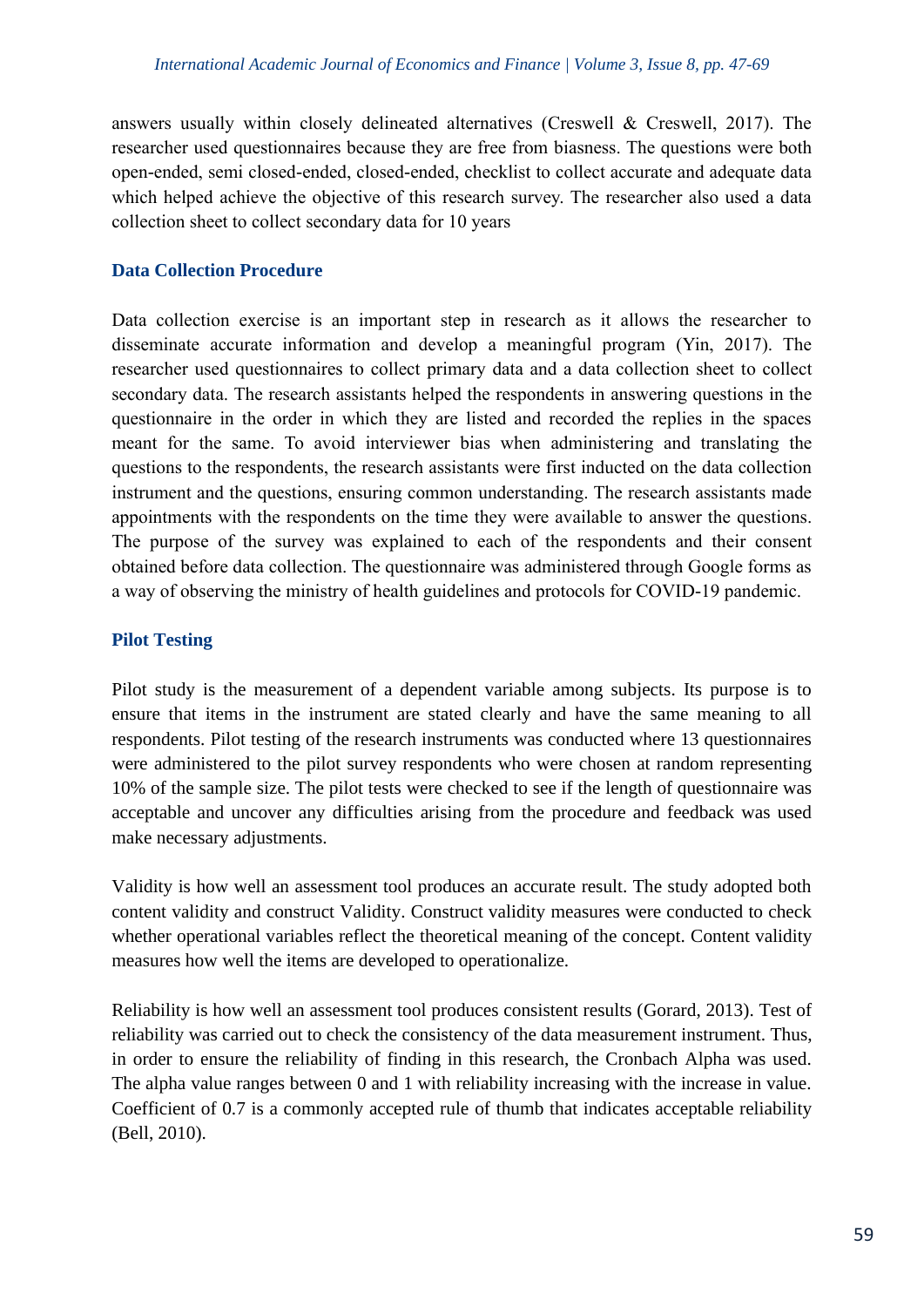answers usually within closely delineated alternatives (Creswell & Creswell, 2017). The researcher used questionnaires because they are free from biasness. The questions were both open-ended, semi closed-ended, closed-ended, checklist to collect accurate and adequate data which helped achieve the objective of this research survey. The researcher also used a data collection sheet to collect secondary data for 10 years

### Data Collection Procedure

Data collection exercise is an important step in research as it allows the researcher to disseminate accurate information and develop a meaningful program (Yin, 2017). The researcher used questionnaires to collect primary data and a data collection sheet to collect secondary data. The research assistants helped the respondents in answering questions in the questionnaire in the order in which they are listed and recorded the replies in the spaces meant for the same. To avoid interviewer bias when administering and translating the questions to the respondents, the research assistants were first inducted on the data collection instrument and the questions, ensuring common understanding. The research assistants made appointments with the respondents on the time they were available to answer the questions. The purpose of the survey was explained to each of the respondents and their consent obtained before data collection. The questionnaire was administered through Google forms as a way of observing the ministry of health guidelines and protocols for COVID-19 pandemic.

### Pilot Testing

Pilot study is the measurement of a dependent variable among subjects. Its purpose is to ensure that items in the instrument are stated clearly and have the same meaning to all respondents. Pilot testing of the research instruments was conducted where 13 questionnaires were administered to the pilot survey respondents who were chosen at random representing 10% of the sample size. The pilot tests were checked to see if the length of questionnaire was acceptable and uncover any difficulties arising from the procedure and feedback was used make necessary adjustments.

Validity is how well an assessment tool produces an accurate result. The study adopted both content validity and construct Validity. Construct validity measures were conducted to check whether operational variables reflect the theoretical meaning of the concept. Content validity measures how well the items are developed to operationalize.

Reliability is how well an assessment tool produces consistent results (Gorard, 2013). Test of reliability was carried out to check the consistency of the data measurement instrument. Thus, in order to ensure the reliability of finding in this research, the Cronbach Alpha was used. The alpha value ranges between 0 and 1 with reliability increasing with the increase in value. Coefficient of 0.7 is a commonly accepted rule of thumb that indicates acceptable reliability (Bell, 2010).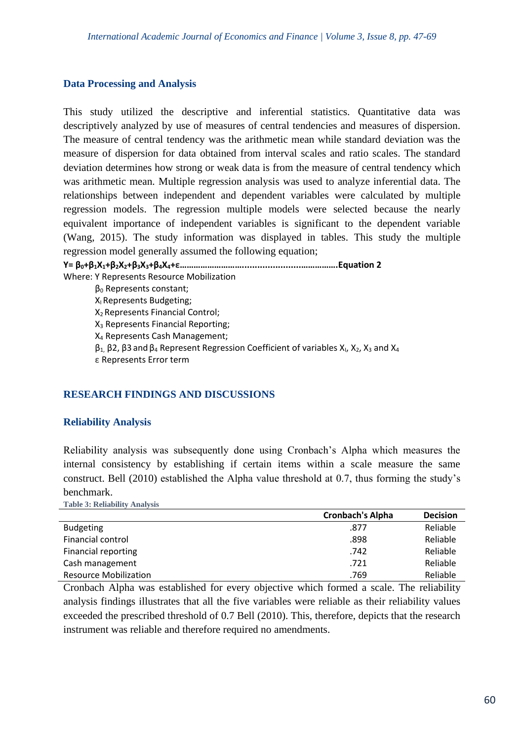## Data Processing and Analysis

This study utilized the descriptive and inferential statistics. Quantitative data was descriptively analyzed by use of measures of central tendencies and measures of dispersion. The measure of central tendency was the arithmetic mean while standard deviation was the measure of dispersion for data obtained from interval scales and ratio scales. The standard deviation determines how strong or weak data is from the measure of central tendency which was arithmetic mean. Multiple regression analysis was used to analyze inferential data. The relationships between independent and dependent variables were calculated by multiple regression models. The regression multiple models were selected because the nearly equivalent importance of independent variables is significant to the dependent variable (Wang, 2015). The study information was displayed in tables. This study the multiple regression model generally assumed the following equation;

**$Y= \beta_0+\beta_1X_1+\beta_2X_2+\beta_3X_3+\beta_4X_4+\varepsilon$…………………………....................................Equation 2**

Where: Y Represents Resource Mobilization

$\beta_0$ Represents constant;

$X_I$ Represents Budgeting;

$X_2$ Represents Financial Control;

$X_3$ Represents Financial Reporting;

$X_4$ Represents Cash Management;

$\beta_1$, β2, β3 and $\beta_4$ Represent Regression Coefficient of variables $X_I$, $X_2$, $X_3$ and $X_4$

ε Represents Error term

## RESEARCH FINDINGS AND DISCUSSIONS

### Reliability Analysis

Reliability analysis was subsequently done using Cronbach's Alpha which measures the internal consistency by establishing if certain items within a scale measure the same construct. Bell (2010) established the Alpha value threshold at 0.7, thus forming the study's benchmark.

**Table 3: Reliability Analysis**

| | Cronbach's Alpha | Decision |
|---|---|---|
| Budgeting | .877 | Reliable |
| Financial control | .898 | Reliable |
| Financial reporting | .742 | Reliable |
| Cash management | .721 | Reliable |
| Resource Mobilization | .769 | Reliable |

Cronbach Alpha was established for every objective which formed a scale. The reliability analysis findings illustrates that all the five variables were reliable as their reliability values exceeded the prescribed threshold of 0.7 Bell (2010). This, therefore, depicts that the research instrument was reliable and therefore required no amendments.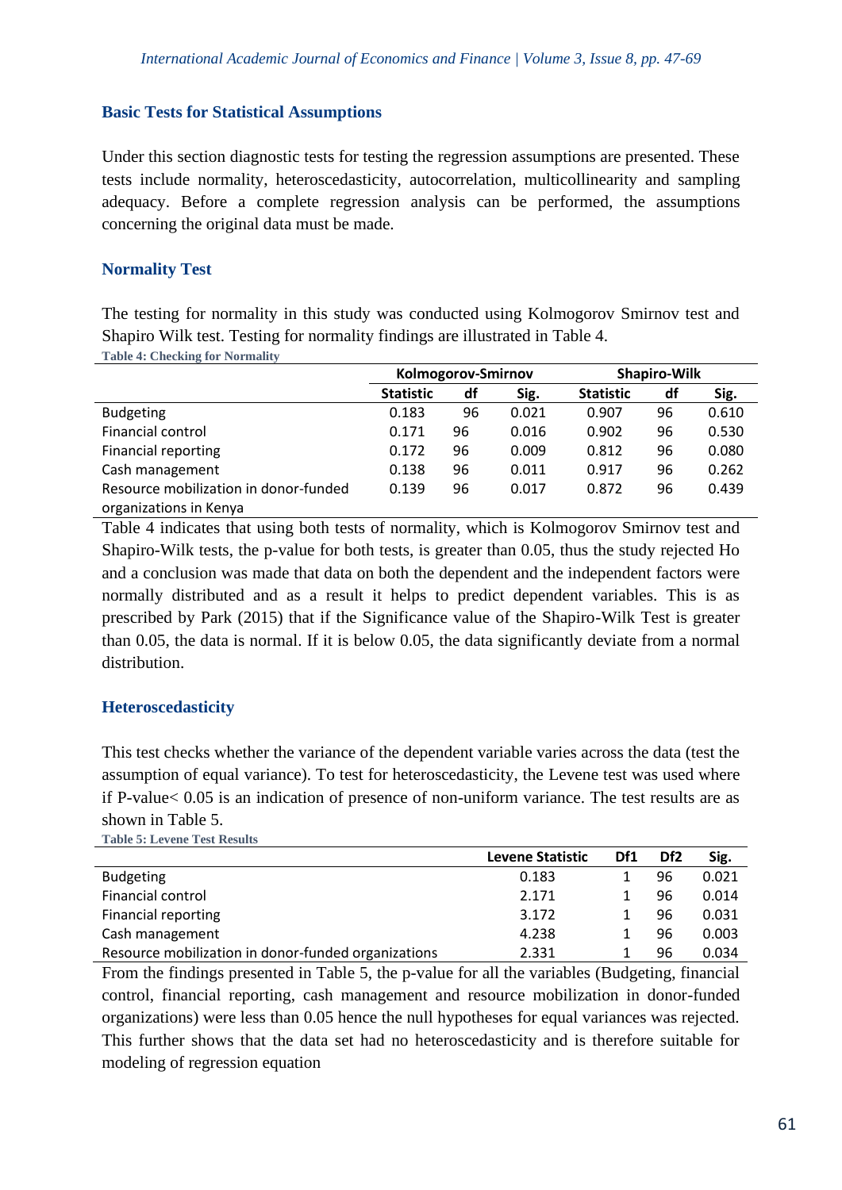### Basic Tests for Statistical Assumptions

Under this section diagnostic tests for testing the regression assumptions are presented. These tests include normality, heteroscedasticity, autocorrelation, multicollinearity and sampling adequacy. Before a complete regression analysis can be performed, the assumptions concerning the original data must be made.

### Normality Test

The testing for normality in this study was conducted using Kolmogorov Smirnov test and Shapiro Wilk test. Testing for normality findings are illustrated in Table 4.

**Table 4: Checking for Normality**

| | Kolmogorov-Smirnov | | | Shapiro-Wilk | | |
|---|---|---|---|---|---|---|
| | **Statistic** | **df** | **Sig.** | **Statistic** | **df** | **Sig.** |
| Budgeting | 0.183 | 96 | 0.021 | 0.907 | 96 | 0.610 |
| Financial control | 0.171 | 96 | 0.016 | 0.902 | 96 | 0.530 |
| Financial reporting | 0.172 | 96 | 0.009 | 0.812 | 96 | 0.080 |
| Cash management | 0.138 | 96 | 0.011 | 0.917 | 96 | 0.262 |
| Resource mobilization in donor-funded organizations in Kenya | 0.139 | 96 | 0.017 | 0.872 | 96 | 0.439 |

Table 4 indicates that using both tests of normality, which is Kolmogorov Smirnov test and Shapiro-Wilk tests, the p-value for both tests, is greater than 0.05, thus the study rejected Ho and a conclusion was made that data on both the dependent and the independent factors were normally distributed and as a result it helps to predict dependent variables. This is as prescribed by Park (2015) that if the Significance value of the Shapiro-Wilk Test is greater than 0.05, the data is normal. If it is below 0.05, the data significantly deviate from a normal distribution.

### Heteroscedasticity

This test checks whether the variance of the dependent variable varies across the data (test the assumption of equal variance). To test for heteroscedasticity, the Levene test was used where if P-value< 0.05 is an indication of presence of non-uniform variance. The test results are as shown in Table 5.

**Table 5: Levene Test Results**

| | Levene Statistic | Df1 | Df2 | Sig. |
|---|---|---|---|---|
| Budgeting | 0.183 | 1 | 96 | 0.021 |
| Financial control | 2.171 | 1 | 96 | 0.014 |
| Financial reporting | 3.172 | 1 | 96 | 0.031 |
| Cash management | 4.238 | 1 | 96 | 0.003 |
| Resource mobilization in donor-funded organizations | 2.331 | 1 | 96 | 0.034 |

From the findings presented in Table 5, the p-value for all the variables (Budgeting, financial control, financial reporting, cash management and resource mobilization in donor-funded organizations) were less than 0.05 hence the null hypotheses for equal variances was rejected. This further shows that the data set had no heteroscedasticity and is therefore suitable for modeling of regression equation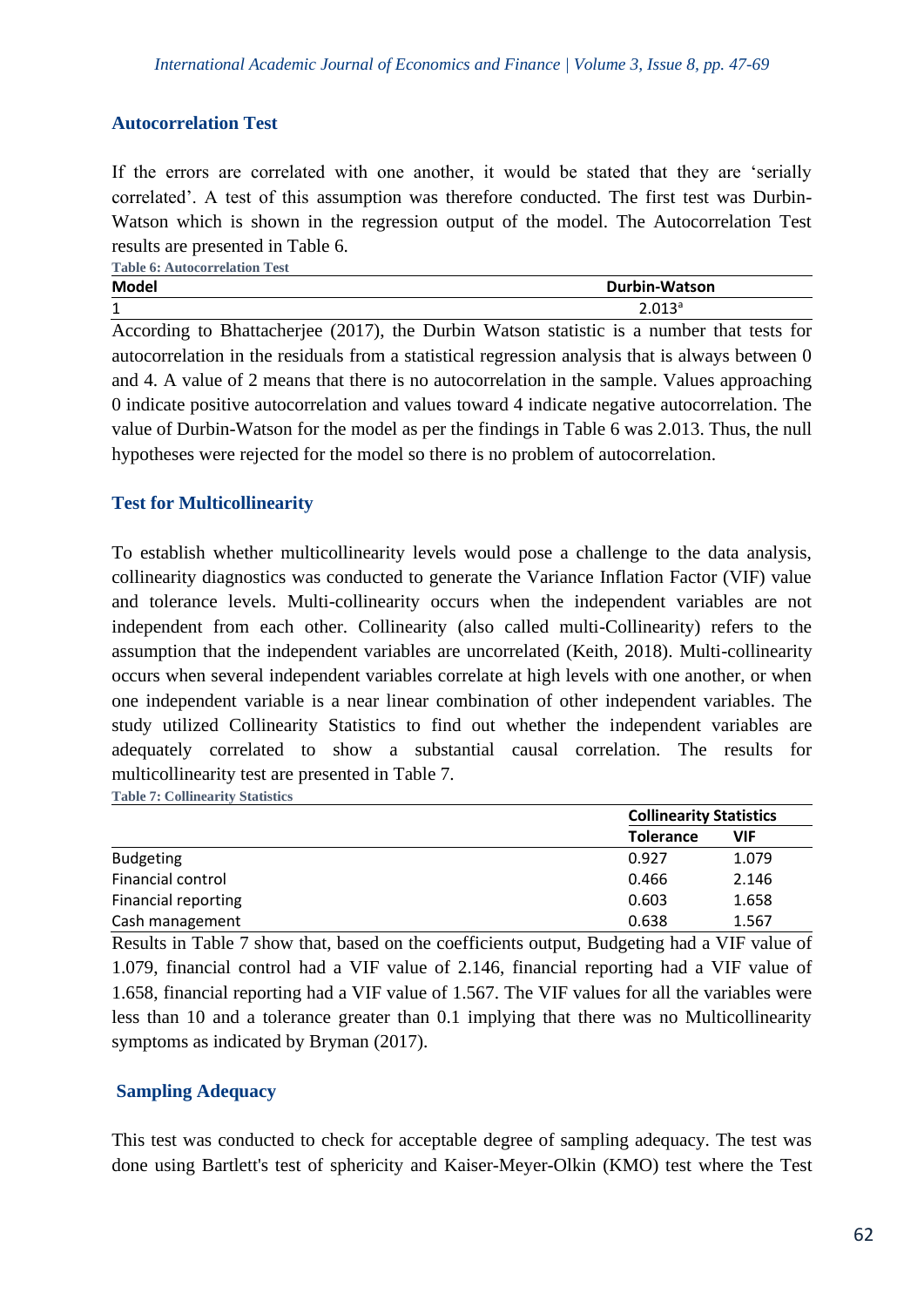### Autocorrelation Test

If the errors are correlated with one another, it would be stated that they are 'serially correlated'. A test of this assumption was therefore conducted. The first test was Durbin-Watson which is shown in the regression output of the model. The Autocorrelation Test results are presented in Table 6.

**Table 6: Autocorrelation Test**

| Model | Durbin-Watson |
|---|---|
| 1 | 2.013[a] |

According to Bhattacherjee (2017), the Durbin Watson statistic is a number that tests for autocorrelation in the residuals from a statistical regression analysis that is always between 0 and 4. A value of 2 means that there is no autocorrelation in the sample. Values approaching 0 indicate positive autocorrelation and values toward 4 indicate negative autocorrelation. The value of Durbin-Watson for the model as per the findings in Table 6 was 2.013. Thus, the null hypotheses were rejected for the model so there is no problem of autocorrelation.

### Test for Multicollinearity

To establish whether multicollinearity levels would pose a challenge to the data analysis, collinearity diagnostics was conducted to generate the Variance Inflation Factor (VIF) value and tolerance levels. Multi-collinearity occurs when the independent variables are not independent from each other. Collinearity (also called multi-Collinearity) refers to the assumption that the independent variables are uncorrelated (Keith, 2018). Multi-collinearity occurs when several independent variables correlate at high levels with one another, or when one independent variable is a near linear combination of other independent variables. The study utilized Collinearity Statistics to find out whether the independent variables are adequately correlated to show a substantial causal correlation. The results for multicollinearity test are presented in Table 7.

**Table 7: Collinearity Statistics**

| | Collinearity Statistics | |
|---|---|---|
| | Tolerance | VIF |
| Budgeting | 0.927 | 1.079 |
| Financial control | 0.466 | 2.146 |
| Financial reporting | 0.603 | 1.658 |
| Cash management | 0.638 | 1.567 |

Results in Table 7 show that, based on the coefficients output, Budgeting had a VIF value of 1.079, financial control had a VIF value of 2.146, financial reporting had a VIF value of 1.658, financial reporting had a VIF value of 1.567. The VIF values for all the variables were less than 10 and a tolerance greater than 0.1 implying that there was no Multicollinearity symptoms as indicated by Bryman (2017).

### Sampling Adequacy

This test was conducted to check for acceptable degree of sampling adequacy. The test was done using Bartlett's test of sphericity and Kaiser-Meyer-Olkin (KMO) test where the Test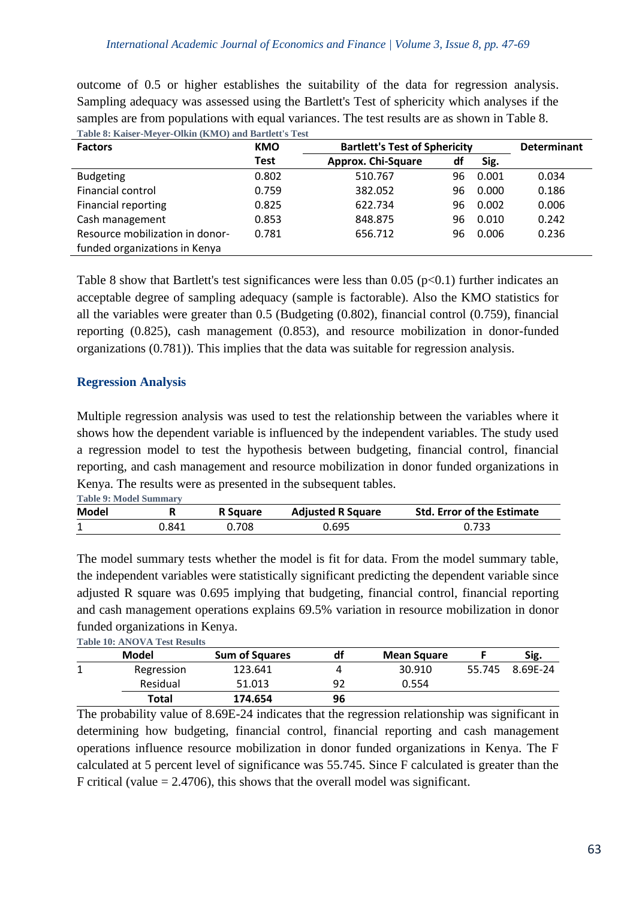outcome of 0.5 or higher establishes the suitability of the data for regression analysis. Sampling adequacy was assessed using the Bartlett's Test of sphericity which analyses if the samples are from populations with equal variances. The test results are as shown in Table 8.

**Table 8: Kaiser-Meyer-Olkin (KMO) and Bartlett's Test**

| Factors | KMO | Bartlett's Test of Sphericity | | | Determinant |
|---|---|---|---|---|---|
| | Test | Approx. Chi-Square | df | Sig. | |
| Budgeting | 0.802 | 510.767 | 96 | 0.001 | 0.034 |
| Financial control | 0.759 | 382.052 | 96 | 0.000 | 0.186 |
| Financial reporting | 0.825 | 622.734 | 96 | 0.002 | 0.006 |
| Cash management | 0.853 | 848.875 | 96 | 0.010 | 0.242 |
| Resource mobilization in donor-funded organizations in Kenya | 0.781 | 656.712 | 96 | 0.006 | 0.236 |

Table 8 show that Bartlett's test significances were less than 0.05 ($p<0.1$) further indicates an acceptable degree of sampling adequacy (sample is factorable). Also the KMO statistics for all the variables were greater than 0.5 (Budgeting (0.802), financial control (0.759), financial reporting (0.825), cash management (0.853), and resource mobilization in donor-funded organizations (0.781)). This implies that the data was suitable for regression analysis.

## Regression Analysis

Multiple regression analysis was used to test the relationship between the variables where it shows how the dependent variable is influenced by the independent variables. The study used a regression model to test the hypothesis between budgeting, financial control, financial reporting, and cash management and resource mobilization in donor funded organizations in Kenya. The results were as presented in the subsequent tables.

**Table 9: Model Summary**

| Model | R | R Square | Adjusted R Square | Std. Error of the Estimate |
|---|---|---|---|---|
| 1 | 0.841 | 0.708 | 0.695 | 0.733 |

The model summary tests whether the model is fit for data. From the model summary table, the independent variables were statistically significant predicting the dependent variable since adjusted R square was 0.695 implying that budgeting, financial control, financial reporting and cash management operations explains 69.5% variation in resource mobilization in donor funded organizations in Kenya.

**Table 10: ANOVA Test Results**

| | Model | Sum of Squares | df | Mean Square | F | Sig. |
|---|---|---|---|---|---|---|
| 1 | Regression | 123.641 | 4 | 30.910 | 55.745 | 8.69E-24 |
| | Residual | 51.013 | 92 | 0.554 | | |
| | **Total** | **174.654** | **96** | | | |

The probability value of 8.69E-24 indicates that the regression relationship was significant in determining how budgeting, financial control, financial reporting and cash management operations influence resource mobilization in donor funded organizations in Kenya. The F calculated at 5 percent level of significance was 55.745. Since F calculated is greater than the F critical (value = 2.4706), this shows that the overall model was significant.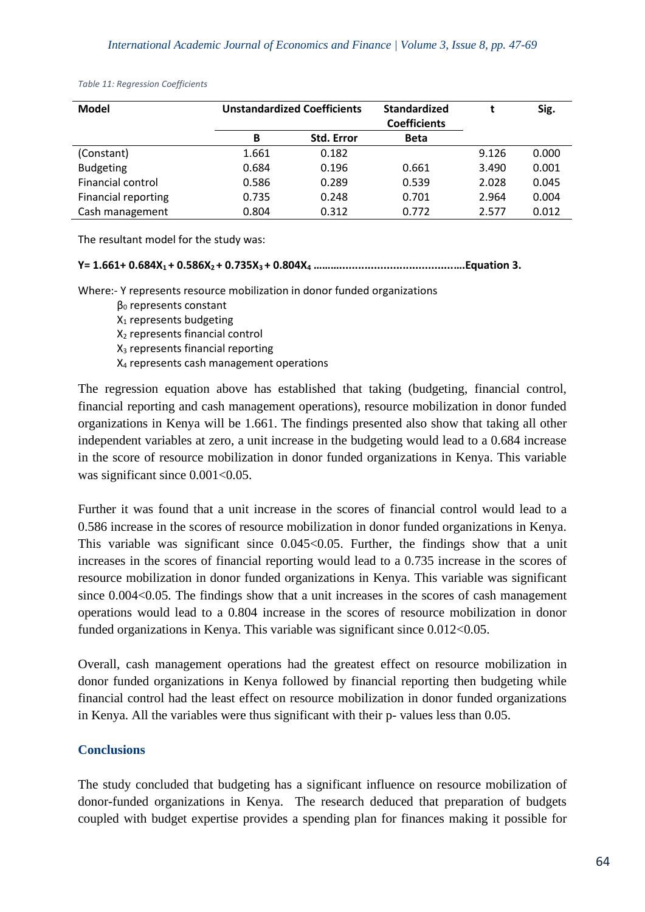*Table 11: Regression Coefficients*

| Model | Unstandardized Coefficients | | Standardized Coefficients | t | Sig. |
|---|---|---|---|---|---|
| | B | Std. Error | Beta | | |
| (Constant) | 1.661 | 0.182 | | 9.126 | 0.000 |
| Budgeting | 0.684 | 0.196 | 0.661 | 3.490 | 0.001 |
| Financial control | 0.586 | 0.289 | 0.539 | 2.028 | 0.045 |
| Financial reporting | 0.735 | 0.248 | 0.701 | 2.964 | 0.004 |
| Cash management | 0.804 | 0.312 | 0.772 | 2.577 | 0.012 |

The resultant model for the study was:

**$Y = 1.661 + 0.684X_1 + 0.586X_2 + 0.735X_3 + 0.804X_4$ ……………………………………….Equation 3.**

Where:- Y represents resource mobilization in donor funded organizations

$\beta_0$ represents constant

$X_1$ represents budgeting

$X_2$ represents financial control

$X_3$ represents financial reporting

$X_4$ represents cash management operations

The regression equation above has established that taking (budgeting, financial control, financial reporting and cash management operations), resource mobilization in donor funded organizations in Kenya will be 1.661. The findings presented also show that taking all other independent variables at zero, a unit increase in the budgeting would lead to a 0.684 increase in the score of resource mobilization in donor funded organizations in Kenya. This variable was significant since 0.001<0.05.

Further it was found that a unit increase in the scores of financial control would lead to a 0.586 increase in the scores of resource mobilization in donor funded organizations in Kenya. This variable was significant since 0.045<0.05. Further, the findings show that a unit increases in the scores of financial reporting would lead to a 0.735 increase in the scores of resource mobilization in donor funded organizations in Kenya. This variable was significant since 0.004<0.05. The findings show that a unit increases in the scores of cash management operations would lead to a 0.804 increase in the scores of resource mobilization in donor funded organizations in Kenya. This variable was significant since 0.012<0.05.

Overall, cash management operations had the greatest effect on resource mobilization in donor funded organizations in Kenya followed by financial reporting then budgeting while financial control had the least effect on resource mobilization in donor funded organizations in Kenya. All the variables were thus significant with their p- values less than 0.05.

## Conclusions

The study concluded that budgeting has a significant influence on resource mobilization of donor-funded organizations in Kenya. The research deduced that preparation of budgets coupled with budget expertise provides a spending plan for finances making it possible for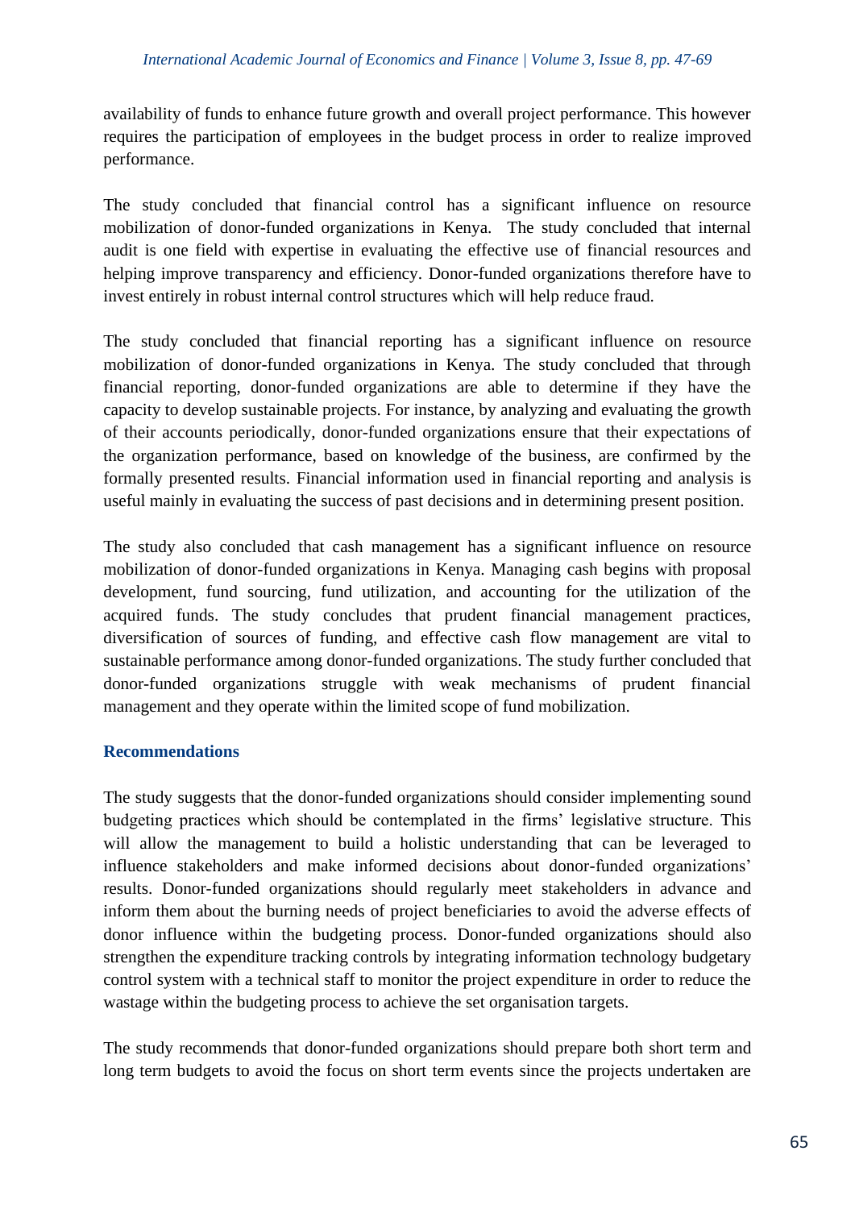availability of funds to enhance future growth and overall project performance. This however requires the participation of employees in the budget process in order to realize improved performance.

The study concluded that financial control has a significant influence on resource mobilization of donor-funded organizations in Kenya. The study concluded that internal audit is one field with expertise in evaluating the effective use of financial resources and helping improve transparency and efficiency. Donor-funded organizations therefore have to invest entirely in robust internal control structures which will help reduce fraud.

The study concluded that financial reporting has a significant influence on resource mobilization of donor-funded organizations in Kenya. The study concluded that through financial reporting, donor-funded organizations are able to determine if they have the capacity to develop sustainable projects. For instance, by analyzing and evaluating the growth of their accounts periodically, donor-funded organizations ensure that their expectations of the organization performance, based on knowledge of the business, are confirmed by the formally presented results. Financial information used in financial reporting and analysis is useful mainly in evaluating the success of past decisions and in determining present position.

The study also concluded that cash management has a significant influence on resource mobilization of donor-funded organizations in Kenya. Managing cash begins with proposal development, fund sourcing, fund utilization, and accounting for the utilization of the acquired funds. The study concludes that prudent financial management practices, diversification of sources of funding, and effective cash flow management are vital to sustainable performance among donor-funded organizations. The study further concluded that donor-funded organizations struggle with weak mechanisms of prudent financial management and they operate within the limited scope of fund mobilization.

## Recommendations

The study suggests that the donor-funded organizations should consider implementing sound budgeting practices which should be contemplated in the firms' legislative structure. This will allow the management to build a holistic understanding that can be leveraged to influence stakeholders and make informed decisions about donor-funded organizations' results. Donor-funded organizations should regularly meet stakeholders in advance and inform them about the burning needs of project beneficiaries to avoid the adverse effects of donor influence within the budgeting process. Donor-funded organizations should also strengthen the expenditure tracking controls by integrating information technology budgetary control system with a technical staff to monitor the project expenditure in order to reduce the wastage within the budgeting process to achieve the set organisation targets.

The study recommends that donor-funded organizations should prepare both short term and long term budgets to avoid the focus on short term events since the projects undertaken are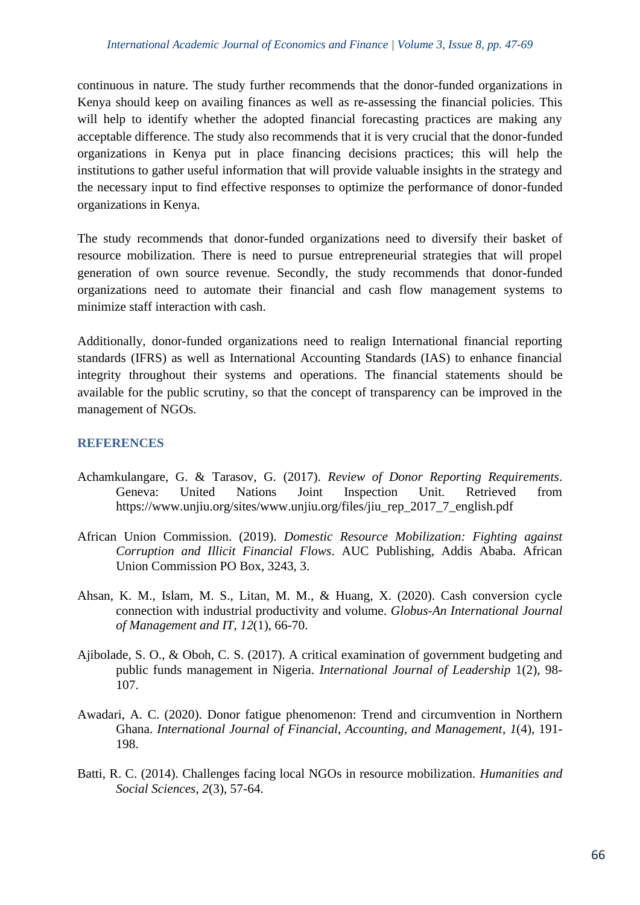continuous in nature. The study further recommends that the donor-funded organizations in Kenya should keep on availing finances as well as re-assessing the financial policies. This will help to identify whether the adopted financial forecasting practices are making any acceptable difference. The study also recommends that it is very crucial that the donor-funded organizations in Kenya put in place financing decisions practices; this will help the institutions to gather useful information that will provide valuable insights in the strategy and the necessary input to find effective responses to optimize the performance of donor-funded organizations in Kenya.

The study recommends that donor-funded organizations need to diversify their basket of resource mobilization. There is need to pursue entrepreneurial strategies that will propel generation of own source revenue. Secondly, the study recommends that donor-funded organizations need to automate their financial and cash flow management systems to minimize staff interaction with cash.

Additionally, donor-funded organizations need to realign International financial reporting standards (IFRS) as well as International Accounting Standards (IAS) to enhance financial integrity throughout their systems and operations. The financial statements should be available for the public scrutiny, so that the concept of transparency can be improved in the management of NGOs.

## REFERENCES

Achamkulangare, G. & Tarasov, G. (2017). *Review of Donor Reporting Requirements*. Geneva: United Nations Joint Inspection Unit. Retrieved from https://www.unjiu.org/sites/www.unjiu.org/files/jiu_rep_2017_7_english.pdf

African Union Commission. (2019). *Domestic Resource Mobilization: Fighting against Corruption and Illicit Financial Flows*. AUC Publishing, Addis Ababa. African Union Commission PO Box, 3243, 3.

Ahsan, K. M., Islam, M. S., Litan, M. M., & Huang, X. (2020). Cash conversion cycle connection with industrial productivity and volume. *Globus-An International Journal of Management and IT*, *12*(1), 66-70.

Ajibolade, S. O., & Oboh, C. S. (2017). A critical examination of government budgeting and public funds management in Nigeria. *International Journal of Leadership* 1(2), 98-107.

Awadari, A. C. (2020). Donor fatigue phenomenon: Trend and circumvention in Northern Ghana. *International Journal of Financial, Accounting, and Management*, *1*(4), 191-198.

Batti, R. C. (2014). Challenges facing local NGOs in resource mobilization. *Humanities and Social Sciences*, *2*(3), 57-64.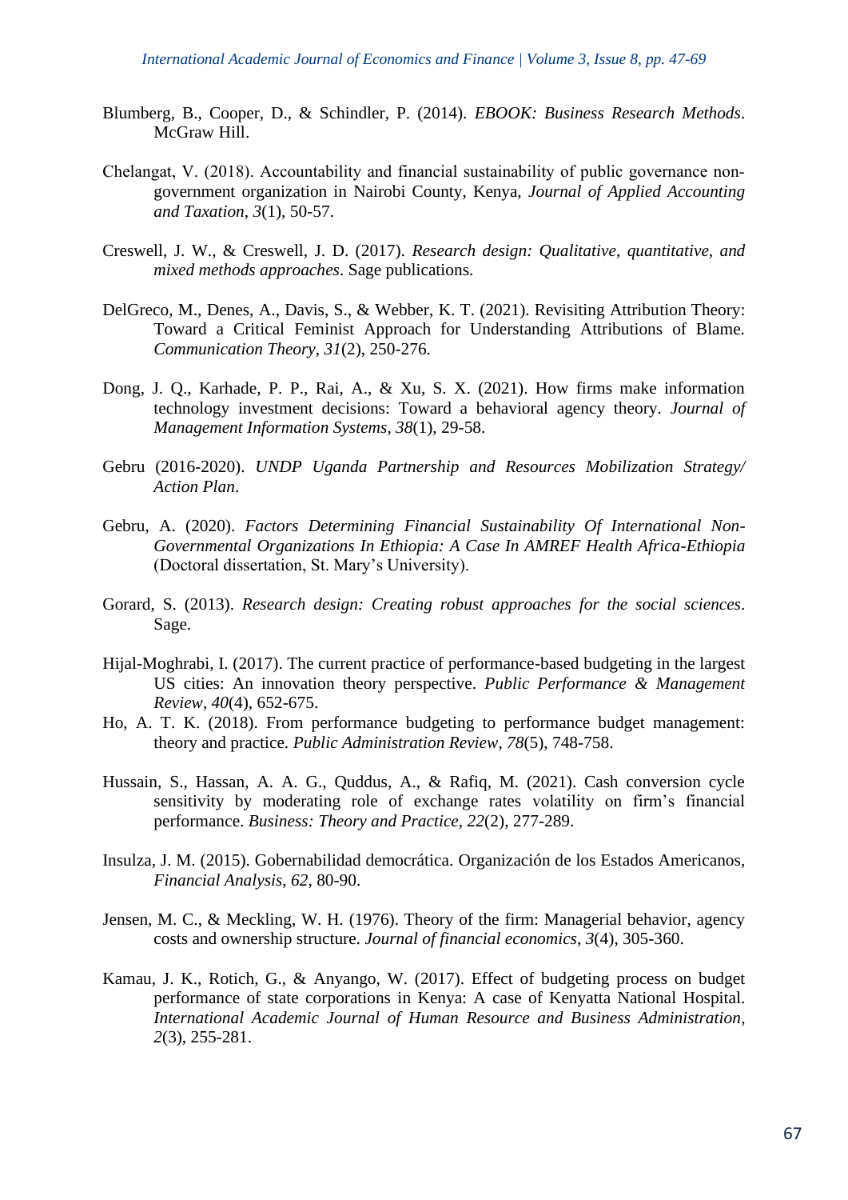Blumberg, B., Cooper, D., & Schindler, P. (2014). *EBOOK: Business Research Methods*. McGraw Hill.

Chelangat, V. (2018). Accountability and financial sustainability of public governance non-government organization in Nairobi County, Kenya, *Journal of Applied Accounting and Taxation*, *3*(1), 50-57.

Creswell, J. W., & Creswell, J. D. (2017). *Research design: Qualitative, quantitative, and mixed methods approaches*. Sage publications.

DelGreco, M., Denes, A., Davis, S., & Webber, K. T. (2021). Revisiting Attribution Theory: Toward a Critical Feminist Approach for Understanding Attributions of Blame. *Communication Theory*, *31*(2), 250-276.

Dong, J. Q., Karhade, P. P., Rai, A., & Xu, S. X. (2021). How firms make information technology investment decisions: Toward a behavioral agency theory. *Journal of Management Information Systems*, *38*(1), 29-58.

Gebru (2016-2020). *UNDP Uganda Partnership and Resources Mobilization Strategy/ Action Plan*.

Gebru, A. (2020). *Factors Determining Financial Sustainability Of International Non-Governmental Organizations In Ethiopia: A Case In AMREF Health Africa-Ethiopia* (Doctoral dissertation, St. Mary's University).

Gorard, S. (2013). *Research design: Creating robust approaches for the social sciences*. Sage.

Hijal-Moghrabi, I. (2017). The current practice of performance-based budgeting in the largest US cities: An innovation theory perspective. *Public Performance & Management Review*, *40*(4), 652-675.

Ho, A. T. K. (2018). From performance budgeting to performance budget management: theory and practice. *Public Administration Review*, *78*(5), 748-758.

Hussain, S., Hassan, A. A. G., Quddus, A., & Rafiq, M. (2021). Cash conversion cycle sensitivity by moderating role of exchange rates volatility on firm's financial performance. *Business: Theory and Practice*, *22*(2), 277-289.

Insulza, J. M. (2015). Gobernabilidad democrática. Organización de los Estados Americanos, *Financial Analysis*, *62*, 80-90.

Jensen, M. C., & Meckling, W. H. (1976). Theory of the firm: Managerial behavior, agency costs and ownership structure. *Journal of financial economics*, *3*(4), 305-360.

Kamau, J. K., Rotich, G., & Anyango, W. (2017). Effect of budgeting process on budget performance of state corporations in Kenya: A case of Kenyatta National Hospital. *International Academic Journal of Human Resource and Business Administration*, *2*(3), 255-281.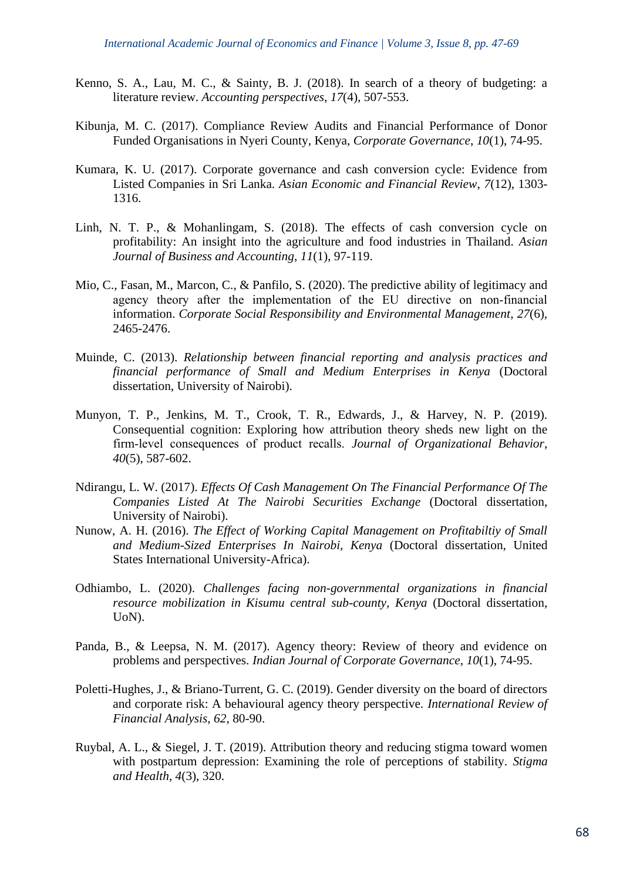Kenno, S. A., Lau, M. C., & Sainty, B. J. (2018). In search of a theory of budgeting: a literature review. *Accounting perspectives*, *17*(4), 507-553.

Kibunja, M. C. (2017). Compliance Review Audits and Financial Performance of Donor Funded Organisations in Nyeri County, Kenya, *Corporate Governance*, *10*(1), 74-95.

Kumara, K. U. (2017). Corporate governance and cash conversion cycle: Evidence from Listed Companies in Sri Lanka. *Asian Economic and Financial Review*, *7*(12), 1303-1316.

Linh, N. T. P., & Mohanlingam, S. (2018). The effects of cash conversion cycle on profitability: An insight into the agriculture and food industries in Thailand. *Asian Journal of Business and Accounting*, *11*(1), 97-119.

Mio, C., Fasan, M., Marcon, C., & Panfilo, S. (2020). The predictive ability of legitimacy and agency theory after the implementation of the EU directive on non-financial information. *Corporate Social Responsibility and Environmental Management*, *27*(6), 2465-2476.

Muinde, C. (2013). *Relationship between financial reporting and analysis practices and financial performance of Small and Medium Enterprises in Kenya* (Doctoral dissertation, University of Nairobi).

Munyon, T. P., Jenkins, M. T., Crook, T. R., Edwards, J., & Harvey, N. P. (2019). Consequential cognition: Exploring how attribution theory sheds new light on the firm-level consequences of product recalls. *Journal of Organizational Behavior*, *40*(5), 587-602.

Ndirangu, L. W. (2017). *Effects Of Cash Management On The Financial Performance Of The Companies Listed At The Nairobi Securities Exchange* (Doctoral dissertation, University of Nairobi).

Nunow, A. H. (2016). *The Effect of Working Capital Management on Profitabiltiy of Small and Medium-Sized Enterprises In Nairobi, Kenya* (Doctoral dissertation, United States International University-Africa).

Odhiambo, L. (2020). *Challenges facing non-governmental organizations in financial resource mobilization in Kisumu central sub-county, Kenya* (Doctoral dissertation, UoN).

Panda, B., & Leepsa, N. M. (2017). Agency theory: Review of theory and evidence on problems and perspectives. *Indian Journal of Corporate Governance*, *10*(1), 74-95.

Poletti-Hughes, J., & Briano-Turrent, G. C. (2019). Gender diversity on the board of directors and corporate risk: A behavioural agency theory perspective. *International Review of Financial Analysis*, *62*, 80-90.

Ruybal, A. L., & Siegel, J. T. (2019). Attribution theory and reducing stigma toward women with postpartum depression: Examining the role of perceptions of stability. *Stigma and Health*, *4*(3), 320.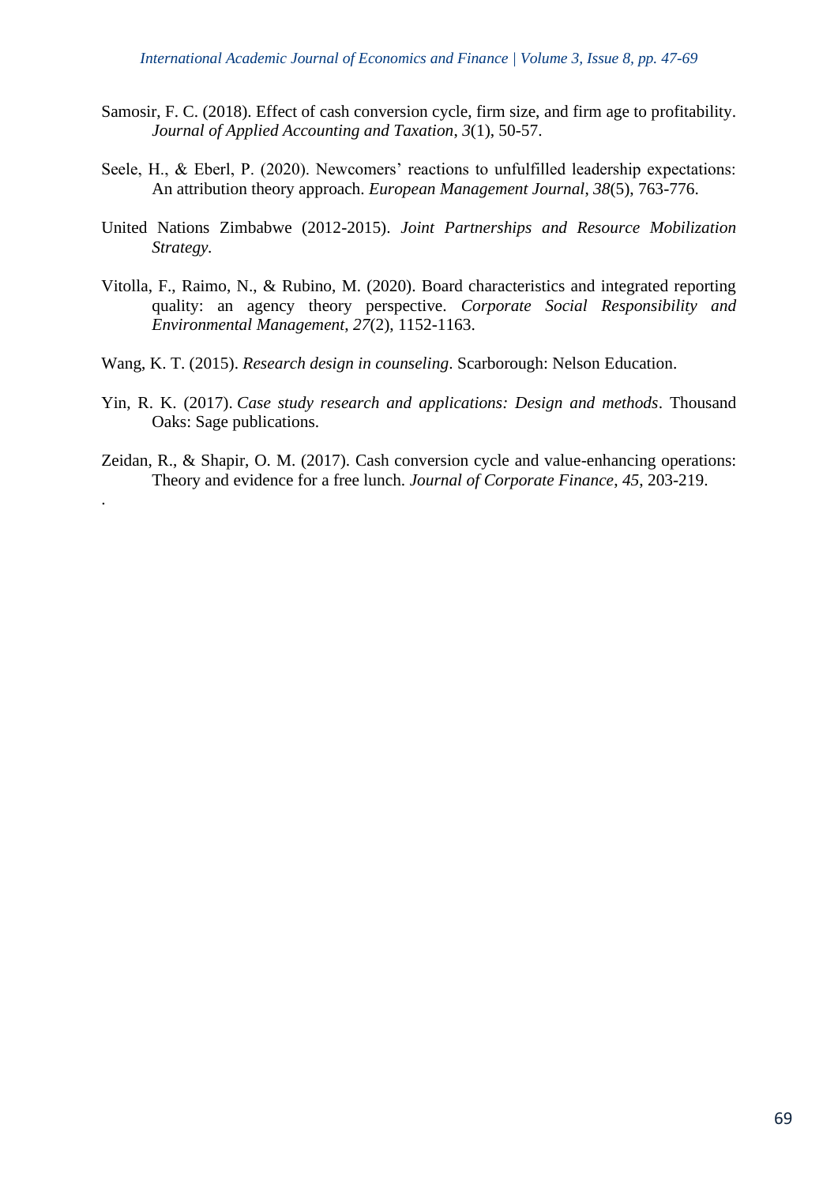Samosir, F. C. (2018). Effect of cash conversion cycle, firm size, and firm age to profitability. *Journal of Applied Accounting and Taxation*, *3*(1), 50-57.

Seele, H., & Eberl, P. (2020). Newcomers' reactions to unfulfilled leadership expectations: An attribution theory approach. *European Management Journal*, *38*(5), 763-776.

United Nations Zimbabwe (2012-2015). *Joint Partnerships and Resource Mobilization Strategy*.

Vitolla, F., Raimo, N., & Rubino, M. (2020). Board characteristics and integrated reporting quality: an agency theory perspective. *Corporate Social Responsibility and Environmental Management*, *27*(2), 1152-1163.

Wang, K. T. (2015). *Research design in counseling*. Scarborough: Nelson Education.

Yin, R. K. (2017). *Case study research and applications: Design and methods*. Thousand Oaks: Sage publications.

Zeidan, R., & Shapir, O. M. (2017). Cash conversion cycle and value-enhancing operations: Theory and evidence for a free lunch. *Journal of Corporate Finance*, *45*, 203-219.

.